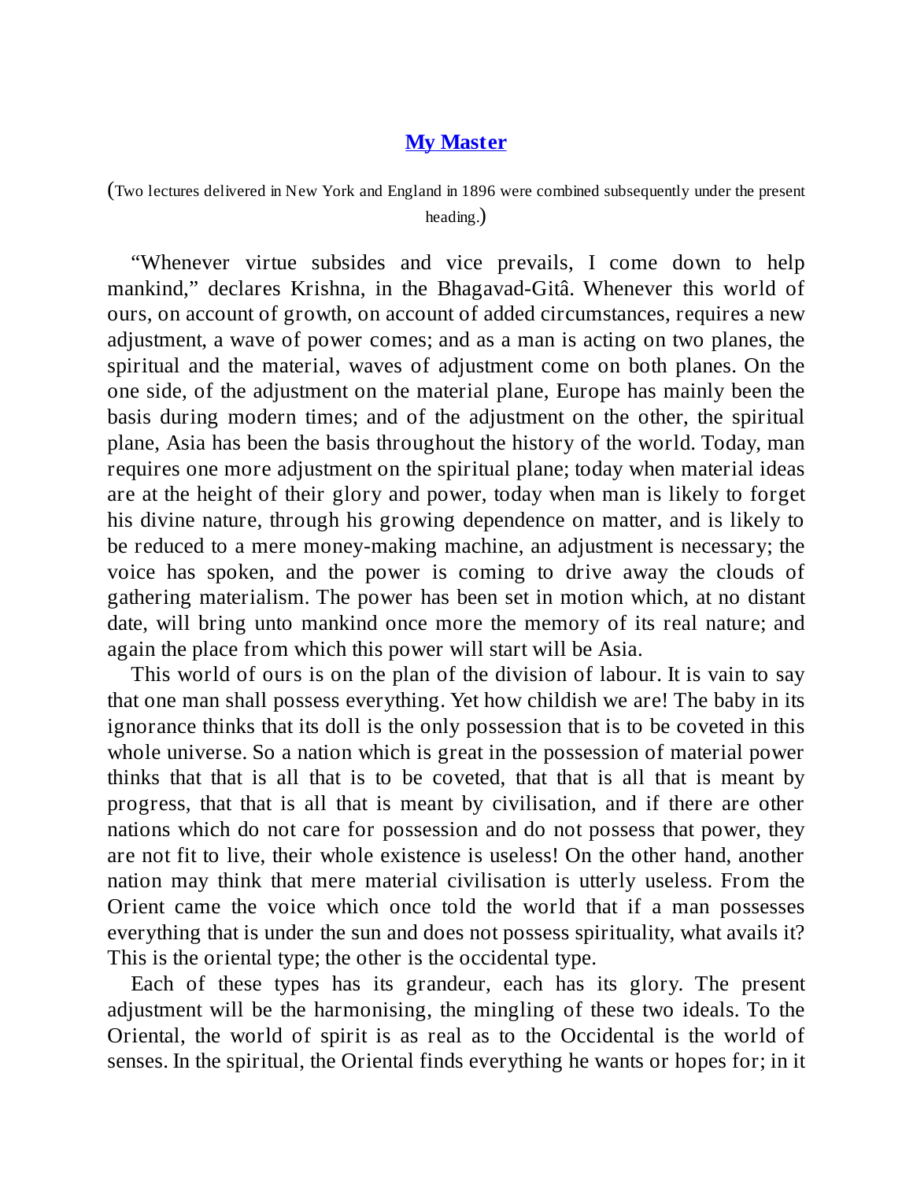# [My Master]

(Two lectures delivered in New York and England in 1896 were combined subsequently under the present heading.)

"Whenever virtue subsides and vice prevails, I come down to help mankind," declares Krishna, in the Bhagavad-Gitâ. Whenever this world of ours, on account of growth, on account of added circumstances, requires a new adjustment, a wave of power comes; and as a man is acting on two planes, the spiritual and the material, waves of adjustment come on both planes. On the one side, of the adjustment on the material plane, Europe has mainly been the basis during modern times; and of the adjustment on the other, the spiritual plane, Asia has been the basis throughout the history of the world. Today, man requires one more adjustment on the spiritual plane; today when material ideas are at the height of their glory and power, today when man is likely to forget his divine nature, through his growing dependence on matter, and is likely to be reduced to a mere money-making machine, an adjustment is necessary; the voice has spoken, and the power is coming to drive away the clouds of gathering materialism. The power has been set in motion which, at no distant date, will bring unto mankind once more the memory of its real nature; and again the place from which this power will start will be Asia.

This world of ours is on the plan of the division of labour. It is vain to say that one man shall possess everything. Yet how childish we are! The baby in its ignorance thinks that its doll is the only possession that is to be coveted in this whole universe. So a nation which is great in the possession of material power thinks that that is all that is to be coveted, that that is all that is meant by progress, that that is all that is meant by civilisation, and if there are other nations which do not care for possession and do not possess that power, they are not fit to live, their whole existence is useless! On the other hand, another nation may think that mere material civilisation is utterly useless. From the Orient came the voice which once told the world that if a man possesses everything that is under the sun and does not possess spirituality, what avails it? This is the oriental type; the other is the occidental type.

Each of these types has its grandeur, each has its glory. The present adjustment will be the harmonising, the mingling of these two ideals. To the Oriental, the world of spirit is as real as to the Occidental is the world of senses. In the spiritual, the Oriental finds everything he wants or hopes for; in it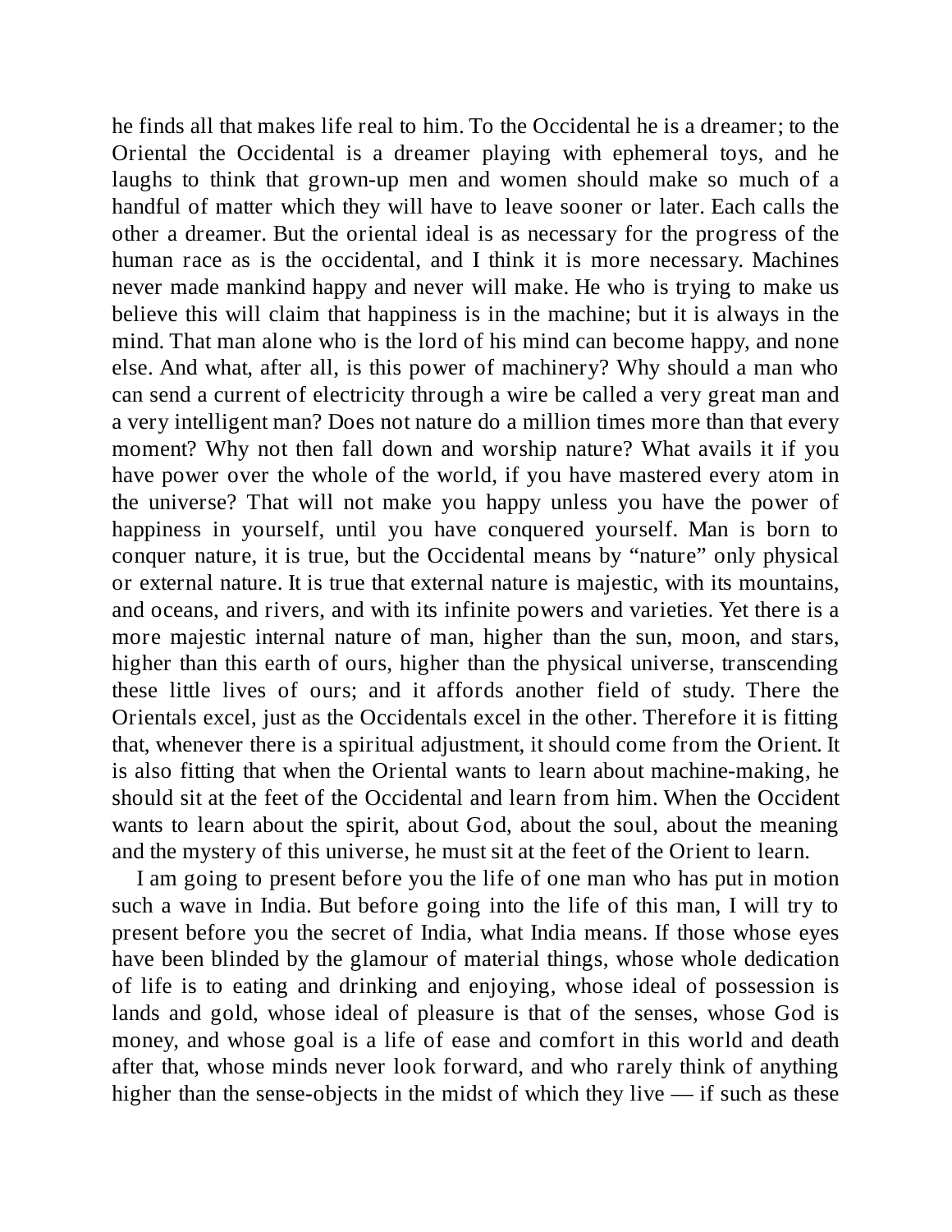he finds all that makes life real to him. To the Occidental he is a dreamer; to the Oriental the Occidental is a dreamer playing with ephemeral toys, and he laughs to think that grown-up men and women should make so much of a handful of matter which they will have to leave sooner or later. Each calls the other a dreamer. But the oriental ideal is as necessary for the progress of the human race as is the occidental, and I think it is more necessary. Machines never made mankind happy and never will make. He who is trying to make us believe this will claim that happiness is in the machine; but it is always in the mind. That man alone who is the lord of his mind can become happy, and none else. And what, after all, is this power of machinery? Why should a man who can send a current of electricity through a wire be called a very great man and a very intelligent man? Does not nature do a million times more than that every moment? Why not then fall down and worship nature? What avails it if you have power over the whole of the world, if you have mastered every atom in the universe? That will not make you happy unless you have the power of happiness in yourself, until you have conquered yourself. Man is born to conquer nature, it is true, but the Occidental means by "nature" only physical or external nature. It is true that external nature is majestic, with its mountains, and oceans, and rivers, and with its infinite powers and varieties. Yet there is a more majestic internal nature of man, higher than the sun, moon, and stars, higher than this earth of ours, higher than the physical universe, transcending these little lives of ours; and it affords another field of study. There the Orientals excel, just as the Occidentals excel in the other. Therefore it is fitting that, whenever there is a spiritual adjustment, it should come from the Orient. It is also fitting that when the Oriental wants to learn about machine-making, he should sit at the feet of the Occidental and learn from him. When the Occident wants to learn about the spirit, about God, about the soul, about the meaning and the mystery of this universe, he must sit at the feet of the Orient to learn.

I am going to present before you the life of one man who has put in motion such a wave in India. But before going into the life of this man, I will try to present before you the secret of India, what India means. If those whose eyes have been blinded by the glamour of material things, whose whole dedication of life is to eating and drinking and enjoying, whose ideal of possession is lands and gold, whose ideal of pleasure is that of the senses, whose God is money, and whose goal is a life of ease and comfort in this world and death after that, whose minds never look forward, and who rarely think of anything higher than the sense-objects in the midst of which they live — if such as these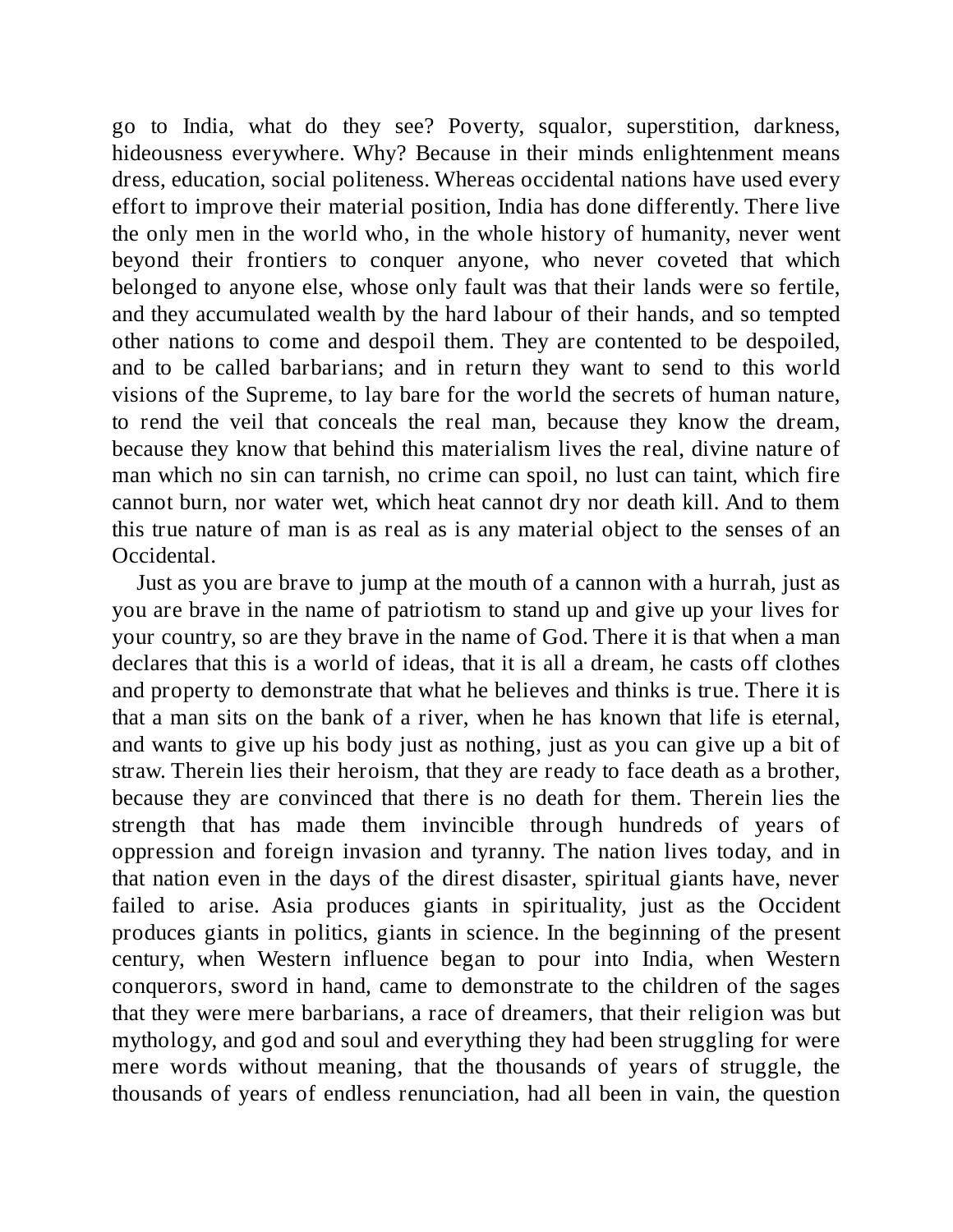go to India, what do they see? Poverty, squalor, superstition, darkness, hideousness everywhere. Why? Because in their minds enlightenment means dress, education, social politeness. Whereas occidental nations have used every effort to improve their material position, India has done differently. There live the only men in the world who, in the whole history of humanity, never went beyond their frontiers to conquer anyone, who never coveted that which belonged to anyone else, whose only fault was that their lands were so fertile, and they accumulated wealth by the hard labour of their hands, and so tempted other nations to come and despoil them. They are contented to be despoiled, and to be called barbarians; and in return they want to send to this world visions of the Supreme, to lay bare for the world the secrets of human nature, to rend the veil that conceals the real man, because they know the dream, because they know that behind this materialism lives the real, divine nature of man which no sin can tarnish, no crime can spoil, no lust can taint, which fire cannot burn, nor water wet, which heat cannot dry nor death kill. And to them this true nature of man is as real as is any material object to the senses of an Occidental.

Just as you are brave to jump at the mouth of a cannon with a hurrah, just as you are brave in the name of patriotism to stand up and give up your lives for your country, so are they brave in the name of God. There it is that when a man declares that this is a world of ideas, that it is all a dream, he casts off clothes and property to demonstrate that what he believes and thinks is true. There it is that a man sits on the bank of a river, when he has known that life is eternal, and wants to give up his body just as nothing, just as you can give up a bit of straw. Therein lies their heroism, that they are ready to face death as a brother, because they are convinced that there is no death for them. Therein lies the strength that has made them invincible through hundreds of years of oppression and foreign invasion and tyranny. The nation lives today, and in that nation even in the days of the direst disaster, spiritual giants have, never failed to arise. Asia produces giants in spirituality, just as the Occident produces giants in politics, giants in science. In the beginning of the present century, when Western influence began to pour into India, when Western conquerors, sword in hand, came to demonstrate to the children of the sages that they were mere barbarians, a race of dreamers, that their religion was but mythology, and god and soul and everything they had been struggling for were mere words without meaning, that the thousands of years of struggle, the thousands of years of endless renunciation, had all been in vain, the question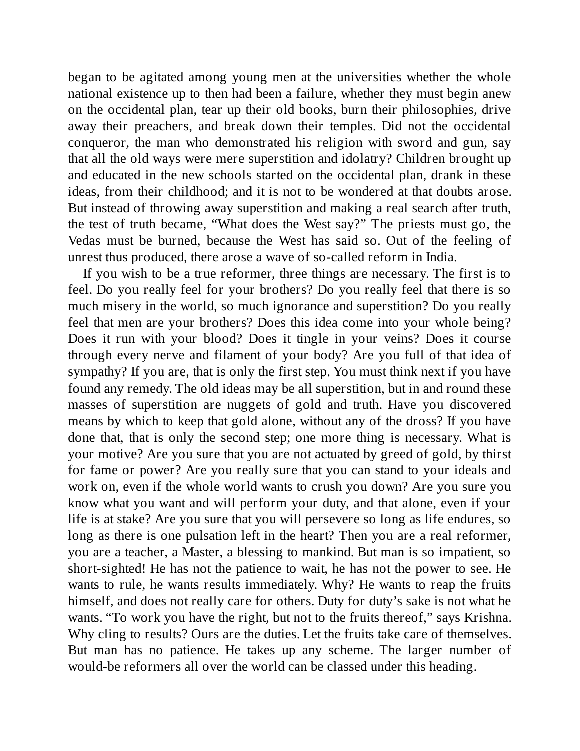began to be agitated among young men at the universities whether the whole national existence up to then had been a failure, whether they must begin anew on the occidental plan, tear up their old books, burn their philosophies, drive away their preachers, and break down their temples. Did not the occidental conqueror, the man who demonstrated his religion with sword and gun, say that all the old ways were mere superstition and idolatry? Children brought up and educated in the new schools started on the occidental plan, drank in these ideas, from their childhood; and it is not to be wondered at that doubts arose. But instead of throwing away superstition and making a real search after truth, the test of truth became, "What does the West say?" The priests must go, the Vedas must be burned, because the West has said so. Out of the feeling of unrest thus produced, there arose a wave of so-called reform in India.

If you wish to be a true reformer, three things are necessary. The first is to feel. Do you really feel for your brothers? Do you really feel that there is so much misery in the world, so much ignorance and superstition? Do you really feel that men are your brothers? Does this idea come into your whole being? Does it run with your blood? Does it tingle in your veins? Does it course through every nerve and filament of your body? Are you full of that idea of sympathy? If you are, that is only the first step. You must think next if you have found any remedy. The old ideas may be all superstition, but in and round these masses of superstition are nuggets of gold and truth. Have you discovered means by which to keep that gold alone, without any of the dross? If you have done that, that is only the second step; one more thing is necessary. What is your motive? Are you sure that you are not actuated by greed of gold, by thirst for fame or power? Are you really sure that you can stand to your ideals and work on, even if the whole world wants to crush you down? Are you sure you know what you want and will perform your duty, and that alone, even if your life is at stake? Are you sure that you will persevere so long as life endures, so long as there is one pulsation left in the heart? Then you are a real reformer, you are a teacher, a Master, a blessing to mankind. But man is so impatient, so short-sighted! He has not the patience to wait, he has not the power to see. He wants to rule, he wants results immediately. Why? He wants to reap the fruits himself, and does not really care for others. Duty for duty's sake is not what he wants. "To work you have the right, but not to the fruits thereof," says Krishna. Why cling to results? Ours are the duties. Let the fruits take care of themselves. But man has no patience. He takes up any scheme. The larger number of would-be reformers all over the world can be classed under this heading.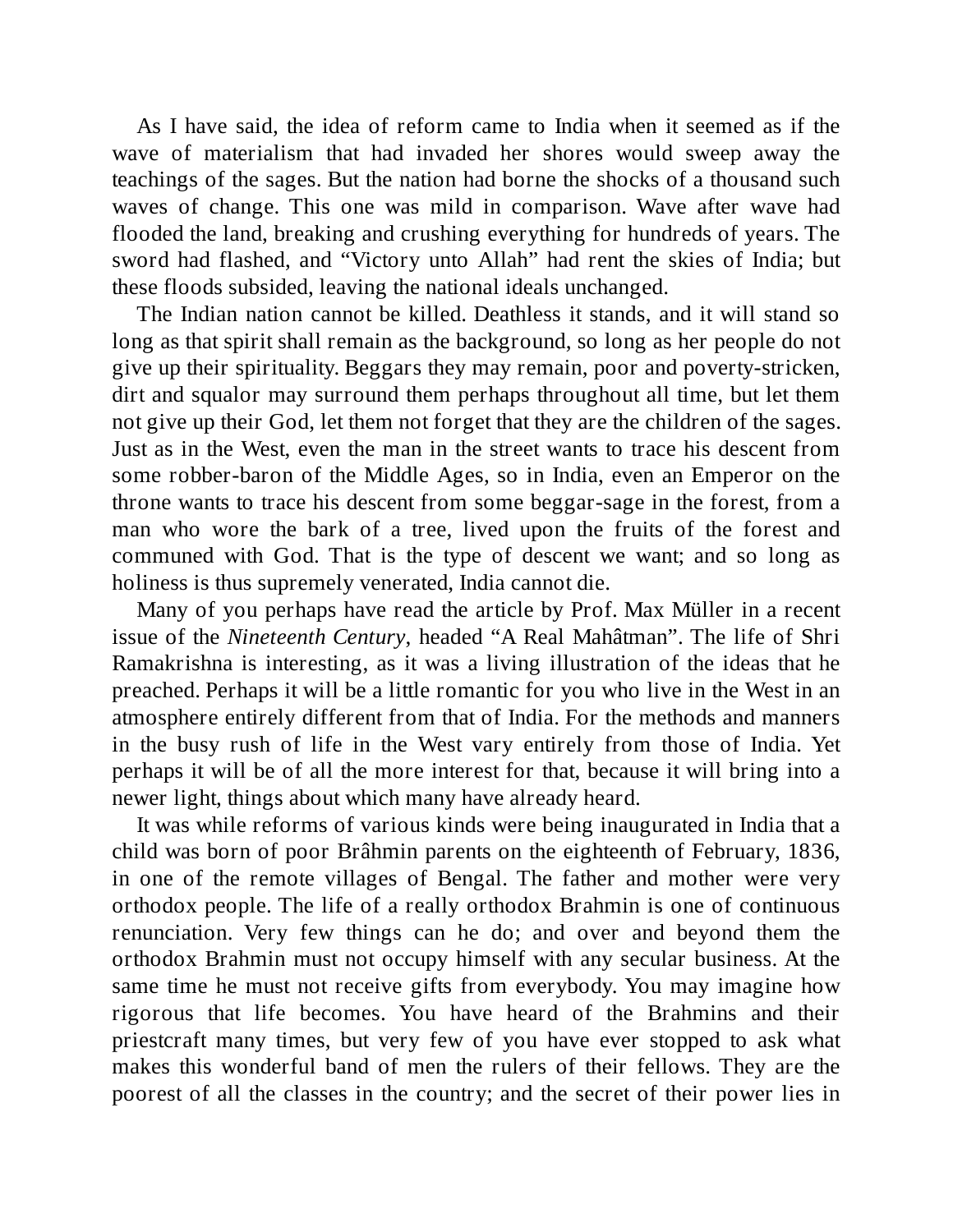As I have said, the idea of reform came to India when it seemed as if the wave of materialism that had invaded her shores would sweep away the teachings of the sages. But the nation had borne the shocks of a thousand such waves of change. This one was mild in comparison. Wave after wave had flooded the land, breaking and crushing everything for hundreds of years. The sword had flashed, and "Victory unto Allah" had rent the skies of India; but these floods subsided, leaving the national ideals unchanged.

The Indian nation cannot be killed. Deathless it stands, and it will stand so long as that spirit shall remain as the background, so long as her people do not give up their spirituality. Beggars they may remain, poor and poverty-stricken, dirt and squalor may surround them perhaps throughout all time, but let them not give up their God, let them not forget that they are the children of the sages. Just as in the West, even the man in the street wants to trace his descent from some robber-baron of the Middle Ages, so in India, even an Emperor on the throne wants to trace his descent from some beggar-sage in the forest, from a man who wore the bark of a tree, lived upon the fruits of the forest and communed with God. That is the type of descent we want; and so long as holiness is thus supremely venerated, India cannot die.

Many of you perhaps have read the article by Prof. Max Müller in a recent issue of the *Nineteenth Century*, headed "A Real Mahâtman". The life of Shri Ramakrishna is interesting, as it was a living illustration of the ideas that he preached. Perhaps it will be a little romantic for you who live in the West in an atmosphere entirely different from that of India. For the methods and manners in the busy rush of life in the West vary entirely from those of India. Yet perhaps it will be of all the more interest for that, because it will bring into a newer light, things about which many have already heard.

It was while reforms of various kinds were being inaugurated in India that a child was born of poor Brâhmin parents on the eighteenth of February, 1836, in one of the remote villages of Bengal. The father and mother were very orthodox people. The life of a really orthodox Brahmin is one of continuous renunciation. Very few things can he do; and over and beyond them the orthodox Brahmin must not occupy himself with any secular business. At the same time he must not receive gifts from everybody. You may imagine how rigorous that life becomes. You have heard of the Brahmins and their priestcraft many times, but very few of you have ever stopped to ask what makes this wonderful band of men the rulers of their fellows. They are the poorest of all the classes in the country; and the secret of their power lies in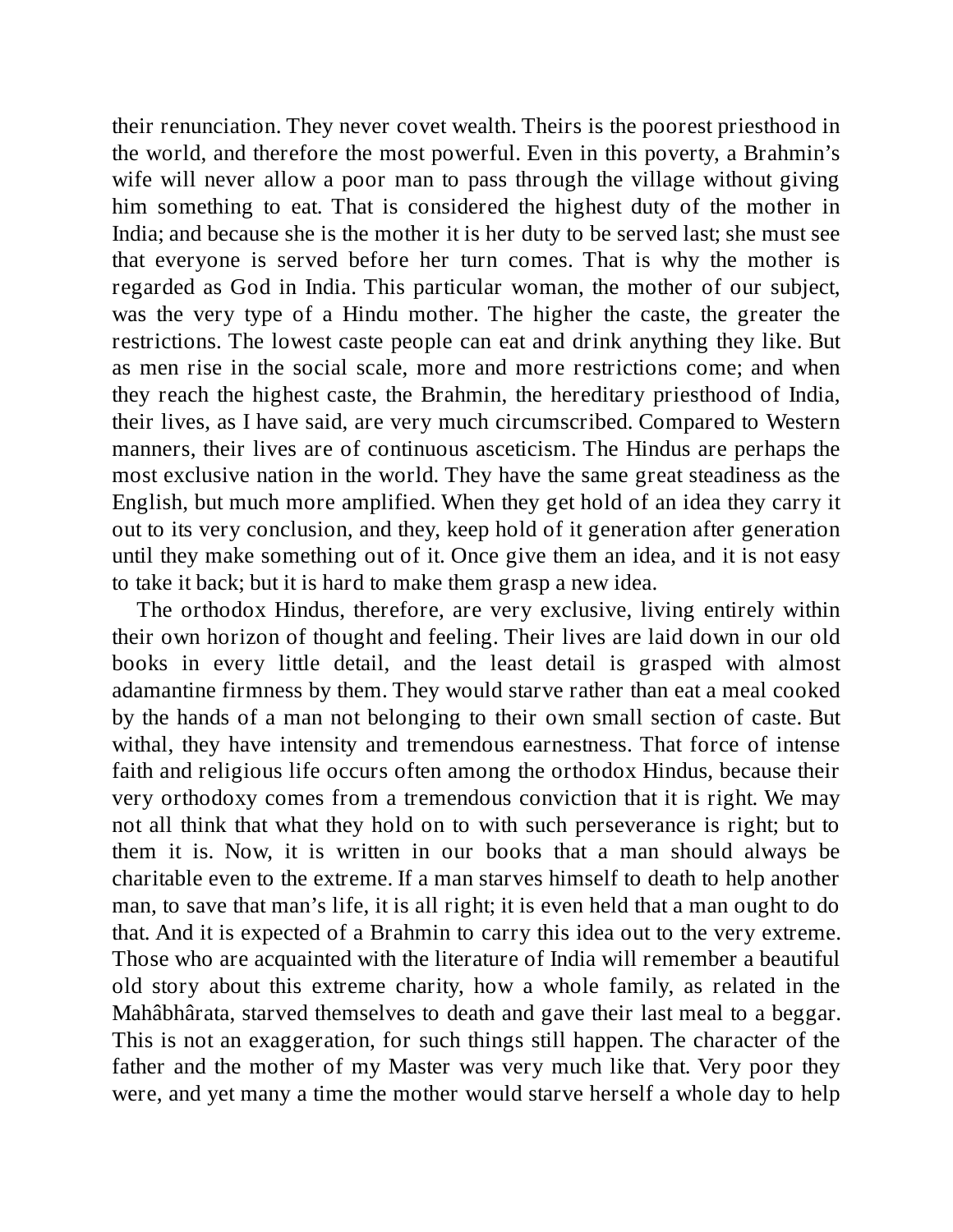their renunciation. They never covet wealth. Theirs is the poorest priesthood in the world, and therefore the most powerful. Even in this poverty, a Brahmin's wife will never allow a poor man to pass through the village without giving him something to eat. That is considered the highest duty of the mother in India; and because she is the mother it is her duty to be served last; she must see that everyone is served before her turn comes. That is why the mother is regarded as God in India. This particular woman, the mother of our subject, was the very type of a Hindu mother. The higher the caste, the greater the restrictions. The lowest caste people can eat and drink anything they like. But as men rise in the social scale, more and more restrictions come; and when they reach the highest caste, the Brahmin, the hereditary priesthood of India, their lives, as I have said, are very much circumscribed. Compared to Western manners, their lives are of continuous asceticism. The Hindus are perhaps the most exclusive nation in the world. They have the same great steadiness as the English, but much more amplified. When they get hold of an idea they carry it out to its very conclusion, and they, keep hold of it generation after generation until they make something out of it. Once give them an idea, and it is not easy to take it back; but it is hard to make them grasp a new idea.

The orthodox Hindus, therefore, are very exclusive, living entirely within their own horizon of thought and feeling. Their lives are laid down in our old books in every little detail, and the least detail is grasped with almost adamantine firmness by them. They would starve rather than eat a meal cooked by the hands of a man not belonging to their own small section of caste. But withal, they have intensity and tremendous earnestness. That force of intense faith and religious life occurs often among the orthodox Hindus, because their very orthodoxy comes from a tremendous conviction that it is right. We may not all think that what they hold on to with such perseverance is right; but to them it is. Now, it is written in our books that a man should always be charitable even to the extreme. If a man starves himself to death to help another man, to save that man's life, it is all right; it is even held that a man ought to do that. And it is expected of a Brahmin to carry this idea out to the very extreme. Those who are acquainted with the literature of India will remember a beautiful old story about this extreme charity, how a whole family, as related in the Mahâbhârata, starved themselves to death and gave their last meal to a beggar. This is not an exaggeration, for such things still happen. The character of the father and the mother of my Master was very much like that. Very poor they were, and yet many a time the mother would starve herself a whole day to help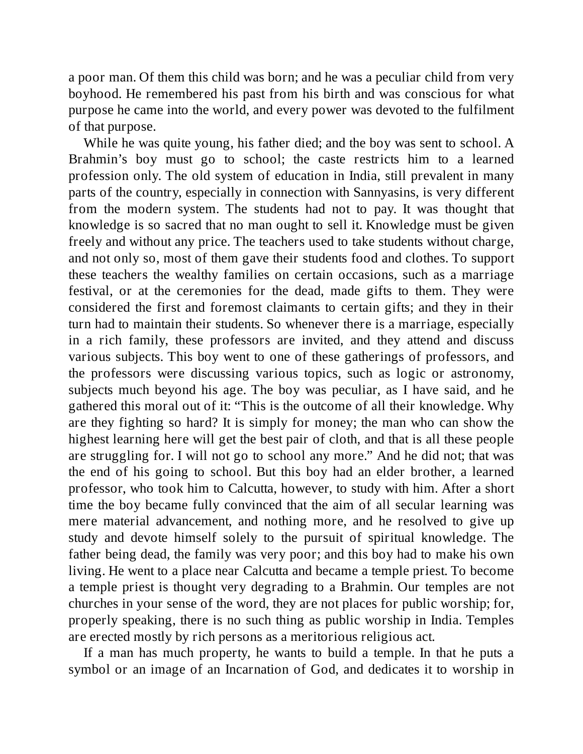a poor man. Of them this child was born; and he was a peculiar child from very boyhood. He remembered his past from his birth and was conscious for what purpose he came into the world, and every power was devoted to the fulfilment of that purpose.

While he was quite young, his father died; and the boy was sent to school. A Brahmin's boy must go to school; the caste restricts him to a learned profession only. The old system of education in India, still prevalent in many parts of the country, especially in connection with Sannyasins, is very different from the modern system. The students had not to pay. It was thought that knowledge is so sacred that no man ought to sell it. Knowledge must be given freely and without any price. The teachers used to take students without charge, and not only so, most of them gave their students food and clothes. To support these teachers the wealthy families on certain occasions, such as a marriage festival, or at the ceremonies for the dead, made gifts to them. They were considered the first and foremost claimants to certain gifts; and they in their turn had to maintain their students. So whenever there is a marriage, especially in a rich family, these professors are invited, and they attend and discuss various subjects. This boy went to one of these gatherings of professors, and the professors were discussing various topics, such as logic or astronomy, subjects much beyond his age. The boy was peculiar, as I have said, and he gathered this moral out of it: "This is the outcome of all their knowledge. Why are they fighting so hard? It is simply for money; the man who can show the highest learning here will get the best pair of cloth, and that is all these people are struggling for. I will not go to school any more." And he did not; that was the end of his going to school. But this boy had an elder brother, a learned professor, who took him to Calcutta, however, to study with him. After a short time the boy became fully convinced that the aim of all secular learning was mere material advancement, and nothing more, and he resolved to give up study and devote himself solely to the pursuit of spiritual knowledge. The father being dead, the family was very poor; and this boy had to make his own living. He went to a place near Calcutta and became a temple priest. To become a temple priest is thought very degrading to a Brahmin. Our temples are not churches in your sense of the word, they are not places for public worship; for, properly speaking, there is no such thing as public worship in India. Temples are erected mostly by rich persons as a meritorious religious act.

If a man has much property, he wants to build a temple. In that he puts a symbol or an image of an Incarnation of God, and dedicates it to worship in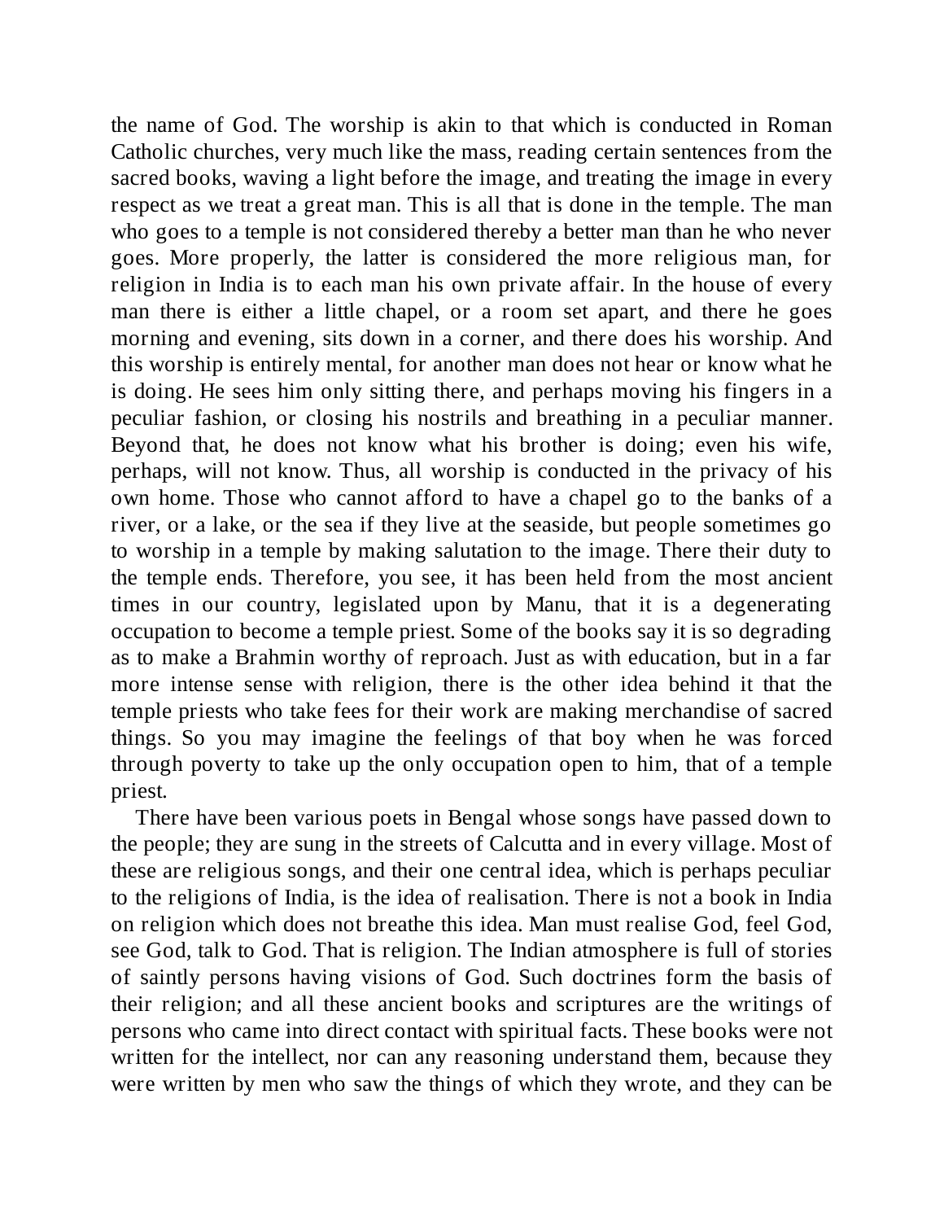the name of God. The worship is akin to that which is conducted in Roman Catholic churches, very much like the mass, reading certain sentences from the sacred books, waving a light before the image, and treating the image in every respect as we treat a great man. This is all that is done in the temple. The man who goes to a temple is not considered thereby a better man than he who never goes. More properly, the latter is considered the more religious man, for religion in India is to each man his own private affair. In the house of every man there is either a little chapel, or a room set apart, and there he goes morning and evening, sits down in a corner, and there does his worship. And this worship is entirely mental, for another man does not hear or know what he is doing. He sees him only sitting there, and perhaps moving his fingers in a peculiar fashion, or closing his nostrils and breathing in a peculiar manner. Beyond that, he does not know what his brother is doing; even his wife, perhaps, will not know. Thus, all worship is conducted in the privacy of his own home. Those who cannot afford to have a chapel go to the banks of a river, or a lake, or the sea if they live at the seaside, but people sometimes go to worship in a temple by making salutation to the image. There their duty to the temple ends. Therefore, you see, it has been held from the most ancient times in our country, legislated upon by Manu, that it is a degenerating occupation to become a temple priest. Some of the books say it is so degrading as to make a Brahmin worthy of reproach. Just as with education, but in a far more intense sense with religion, there is the other idea behind it that the temple priests who take fees for their work are making merchandise of sacred things. So you may imagine the feelings of that boy when he was forced through poverty to take up the only occupation open to him, that of a temple priest.

There have been various poets in Bengal whose songs have passed down to the people; they are sung in the streets of Calcutta and in every village. Most of these are religious songs, and their one central idea, which is perhaps peculiar to the religions of India, is the idea of realisation. There is not a book in India on religion which does not breathe this idea. Man must realise God, feel God, see God, talk to God. That is religion. The Indian atmosphere is full of stories of saintly persons having visions of God. Such doctrines form the basis of their religion; and all these ancient books and scriptures are the writings of persons who came into direct contact with spiritual facts. These books were not written for the intellect, nor can any reasoning understand them, because they were written by men who saw the things of which they wrote, and they can be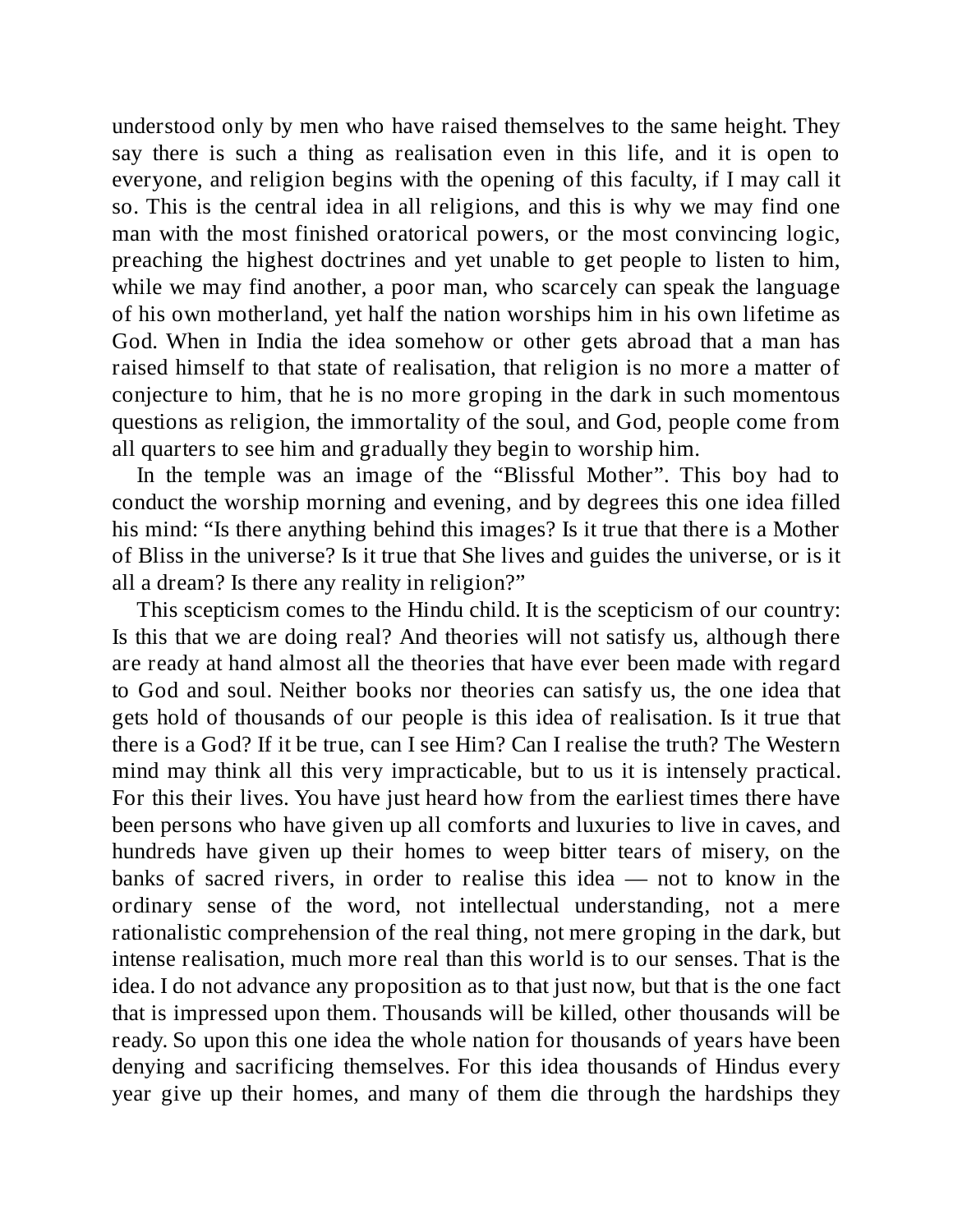understood only by men who have raised themselves to the same height. They say there is such a thing as realisation even in this life, and it is open to everyone, and religion begins with the opening of this faculty, if I may call it so. This is the central idea in all religions, and this is why we may find one man with the most finished oratorical powers, or the most convincing logic, preaching the highest doctrines and yet unable to get people to listen to him, while we may find another, a poor man, who scarcely can speak the language of his own motherland, yet half the nation worships him in his own lifetime as God. When in India the idea somehow or other gets abroad that a man has raised himself to that state of realisation, that religion is no more a matter of conjecture to him, that he is no more groping in the dark in such momentous questions as religion, the immortality of the soul, and God, people come from all quarters to see him and gradually they begin to worship him.

In the temple was an image of the "Blissful Mother". This boy had to conduct the worship morning and evening, and by degrees this one idea filled his mind: "Is there anything behind this images? Is it true that there is a Mother of Bliss in the universe? Is it true that She lives and guides the universe, or is it all a dream? Is there any reality in religion?"

This scepticism comes to the Hindu child. It is the scepticism of our country: Is this that we are doing real? And theories will not satisfy us, although there are ready at hand almost all the theories that have ever been made with regard to God and soul. Neither books nor theories can satisfy us, the one idea that gets hold of thousands of our people is this idea of realisation. Is it true that there is a God? If it be true, can I see Him? Can I realise the truth? The Western mind may think all this very impracticable, but to us it is intensely practical. For this their lives. You have just heard how from the earliest times there have been persons who have given up all comforts and luxuries to live in caves, and hundreds have given up their homes to weep bitter tears of misery, on the banks of sacred rivers, in order to realise this idea — not to know in the ordinary sense of the word, not intellectual understanding, not a mere rationalistic comprehension of the real thing, not mere groping in the dark, but intense realisation, much more real than this world is to our senses. That is the idea. I do not advance any proposition as to that just now, but that is the one fact that is impressed upon them. Thousands will be killed, other thousands will be ready. So upon this one idea the whole nation for thousands of years have been denying and sacrificing themselves. For this idea thousands of Hindus every year give up their homes, and many of them die through the hardships they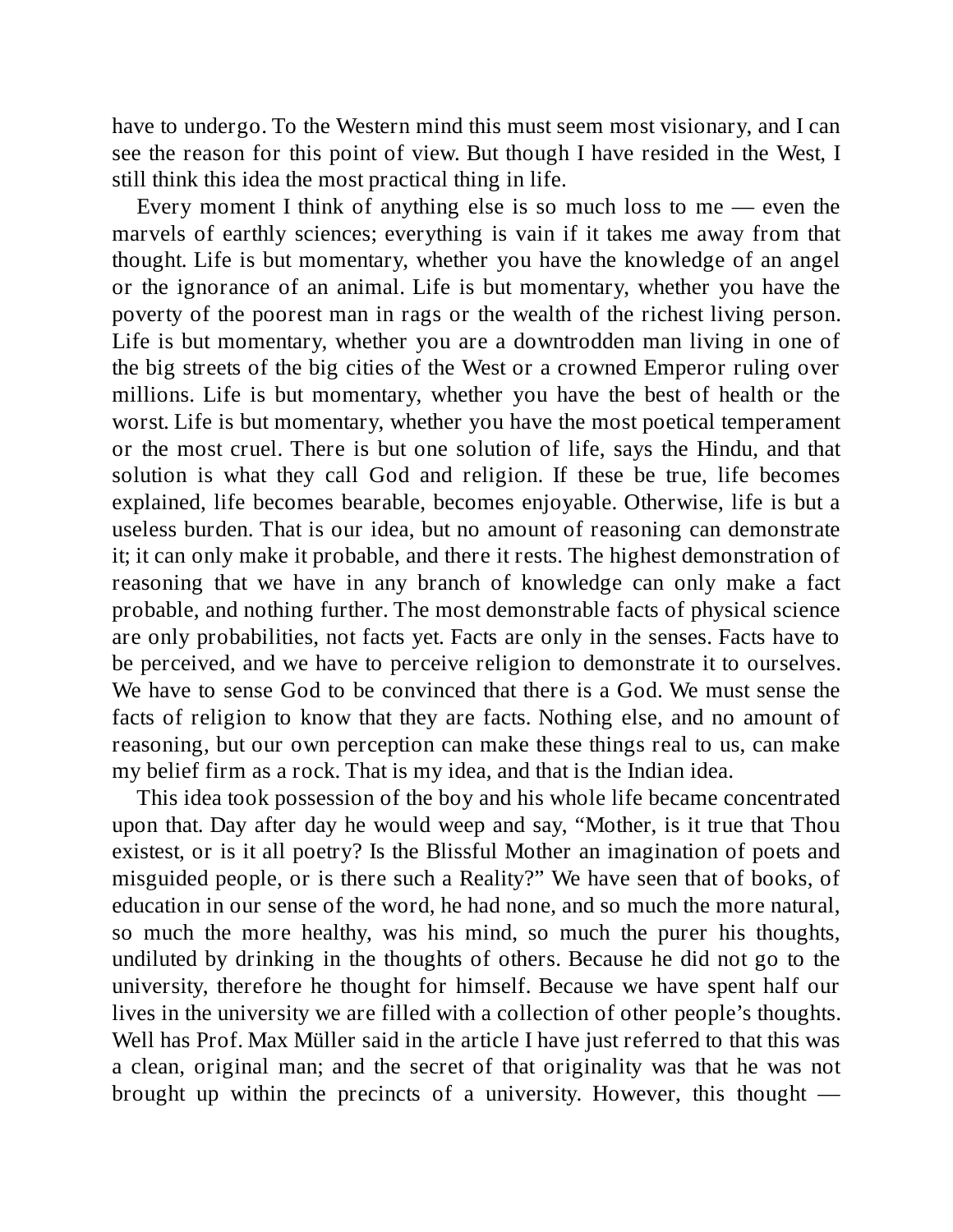have to undergo. To the Western mind this must seem most visionary, and I can see the reason for this point of view. But though I have resided in the West, I still think this idea the most practical thing in life.

Every moment I think of anything else is so much loss to me — even the marvels of earthly sciences; everything is vain if it takes me away from that thought. Life is but momentary, whether you have the knowledge of an angel or the ignorance of an animal. Life is but momentary, whether you have the poverty of the poorest man in rags or the wealth of the richest living person. Life is but momentary, whether you are a downtrodden man living in one of the big streets of the big cities of the West or a crowned Emperor ruling over millions. Life is but momentary, whether you have the best of health or the worst. Life is but momentary, whether you have the most poetical temperament or the most cruel. There is but one solution of life, says the Hindu, and that solution is what they call God and religion. If these be true, life becomes explained, life becomes bearable, becomes enjoyable. Otherwise, life is but a useless burden. That is our idea, but no amount of reasoning can demonstrate it; it can only make it probable, and there it rests. The highest demonstration of reasoning that we have in any branch of knowledge can only make a fact probable, and nothing further. The most demonstrable facts of physical science are only probabilities, not facts yet. Facts are only in the senses. Facts have to be perceived, and we have to perceive religion to demonstrate it to ourselves. We have to sense God to be convinced that there is a God. We must sense the facts of religion to know that they are facts. Nothing else, and no amount of reasoning, but our own perception can make these things real to us, can make my belief firm as a rock. That is my idea, and that is the Indian idea.

This idea took possession of the boy and his whole life became concentrated upon that. Day after day he would weep and say, "Mother, is it true that Thou existest, or is it all poetry? Is the Blissful Mother an imagination of poets and misguided people, or is there such a Reality?" We have seen that of books, of education in our sense of the word, he had none, and so much the more natural, so much the more healthy, was his mind, so much the purer his thoughts, undiluted by drinking in the thoughts of others. Because he did not go to the university, therefore he thought for himself. Because we have spent half our lives in the university we are filled with a collection of other people's thoughts. Well has Prof. Max Müller said in the article I have just referred to that this was a clean, original man; and the secret of that originality was that he was not brought up within the precincts of a university. However, this thought —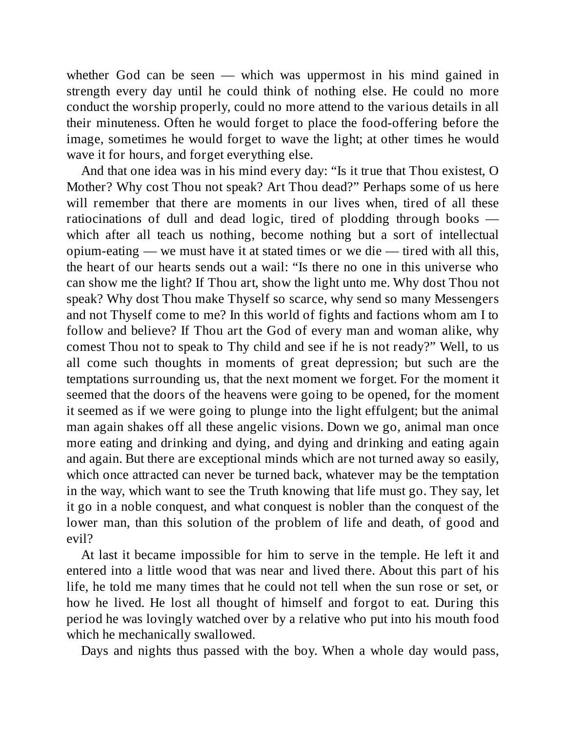whether God can be seen — which was uppermost in his mind gained in strength every day until he could think of nothing else. He could no more conduct the worship properly, could no more attend to the various details in all their minuteness. Often he would forget to place the food-offering before the image, sometimes he would forget to wave the light; at other times he would wave it for hours, and forget everything else.

And that one idea was in his mind every day: "Is it true that Thou existest, O Mother? Why cost Thou not speak? Art Thou dead?" Perhaps some of us here will remember that there are moments in our lives when, tired of all these ratiocinations of dull and dead logic, tired of plodding through books — which after all teach us nothing, become nothing but a sort of intellectual opium-eating — we must have it at stated times or we die — tired with all this, the heart of our hearts sends out a wail: "Is there no one in this universe who can show me the light? If Thou art, show the light unto me. Why dost Thou not speak? Why dost Thou make Thyself so scarce, why send so many Messengers and not Thyself come to me? In this world of fights and factions whom am I to follow and believe? If Thou art the God of every man and woman alike, why comest Thou not to speak to Thy child and see if he is not ready?" Well, to us all come such thoughts in moments of great depression; but such are the temptations surrounding us, that the next moment we forget. For the moment it seemed that the doors of the heavens were going to be opened, for the moment it seemed as if we were going to plunge into the light effulgent; but the animal man again shakes off all these angelic visions. Down we go, animal man once more eating and drinking and dying, and dying and drinking and eating again and again. But there are exceptional minds which are not turned away so easily, which once attracted can never be turned back, whatever may be the temptation in the way, which want to see the Truth knowing that life must go. They say, let it go in a noble conquest, and what conquest is nobler than the conquest of the lower man, than this solution of the problem of life and death, of good and evil?

At last it became impossible for him to serve in the temple. He left it and entered into a little wood that was near and lived there. About this part of his life, he told me many times that he could not tell when the sun rose or set, or how he lived. He lost all thought of himself and forgot to eat. During this period he was lovingly watched over by a relative who put into his mouth food which he mechanically swallowed.

Days and nights thus passed with the boy. When a whole day would pass,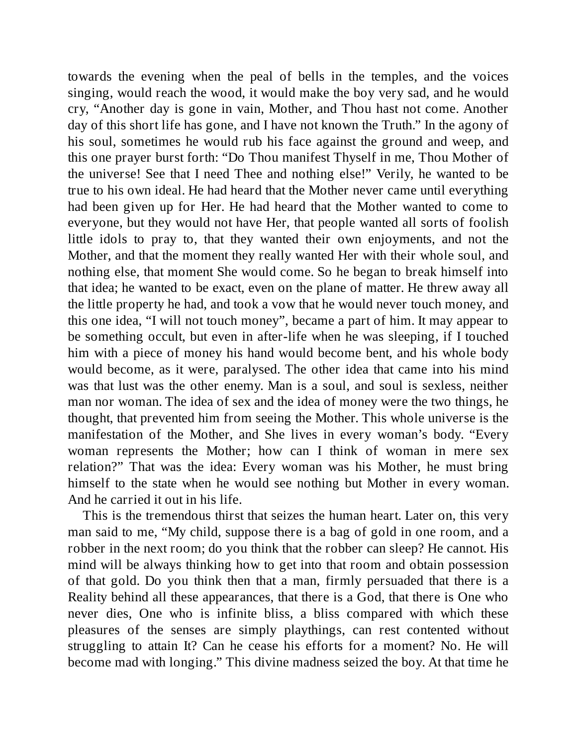towards the evening when the peal of bells in the temples, and the voices singing, would reach the wood, it would make the boy very sad, and he would cry, "Another day is gone in vain, Mother, and Thou hast not come. Another day of this short life has gone, and I have not known the Truth." In the agony of his soul, sometimes he would rub his face against the ground and weep, and this one prayer burst forth: "Do Thou manifest Thyself in me, Thou Mother of the universe! See that I need Thee and nothing else!" Verily, he wanted to be true to his own ideal. He had heard that the Mother never came until everything had been given up for Her. He had heard that the Mother wanted to come to everyone, but they would not have Her, that people wanted all sorts of foolish little idols to pray to, that they wanted their own enjoyments, and not the Mother, and that the moment they really wanted Her with their whole soul, and nothing else, that moment She would come. So he began to break himself into that idea; he wanted to be exact, even on the plane of matter. He threw away all the little property he had, and took a vow that he would never touch money, and this one idea, "I will not touch money", became a part of him. It may appear to be something occult, but even in after-life when he was sleeping, if I touched him with a piece of money his hand would become bent, and his whole body would become, as it were, paralysed. The other idea that came into his mind was that lust was the other enemy. Man is a soul, and soul is sexless, neither man nor woman. The idea of sex and the idea of money were the two things, he thought, that prevented him from seeing the Mother. This whole universe is the manifestation of the Mother, and She lives in every woman's body. "Every woman represents the Mother; how can I think of woman in mere sex relation?" That was the idea: Every woman was his Mother, he must bring himself to the state when he would see nothing but Mother in every woman. And he carried it out in his life.

This is the tremendous thirst that seizes the human heart. Later on, this very man said to me, "My child, suppose there is a bag of gold in one room, and a robber in the next room; do you think that the robber can sleep? He cannot. His mind will be always thinking how to get into that room and obtain possession of that gold. Do you think then that a man, firmly persuaded that there is a Reality behind all these appearances, that there is a God, that there is One who never dies, One who is infinite bliss, a bliss compared with which these pleasures of the senses are simply playthings, can rest contented without struggling to attain It? Can he cease his efforts for a moment? No. He will become mad with longing." This divine madness seized the boy. At that time he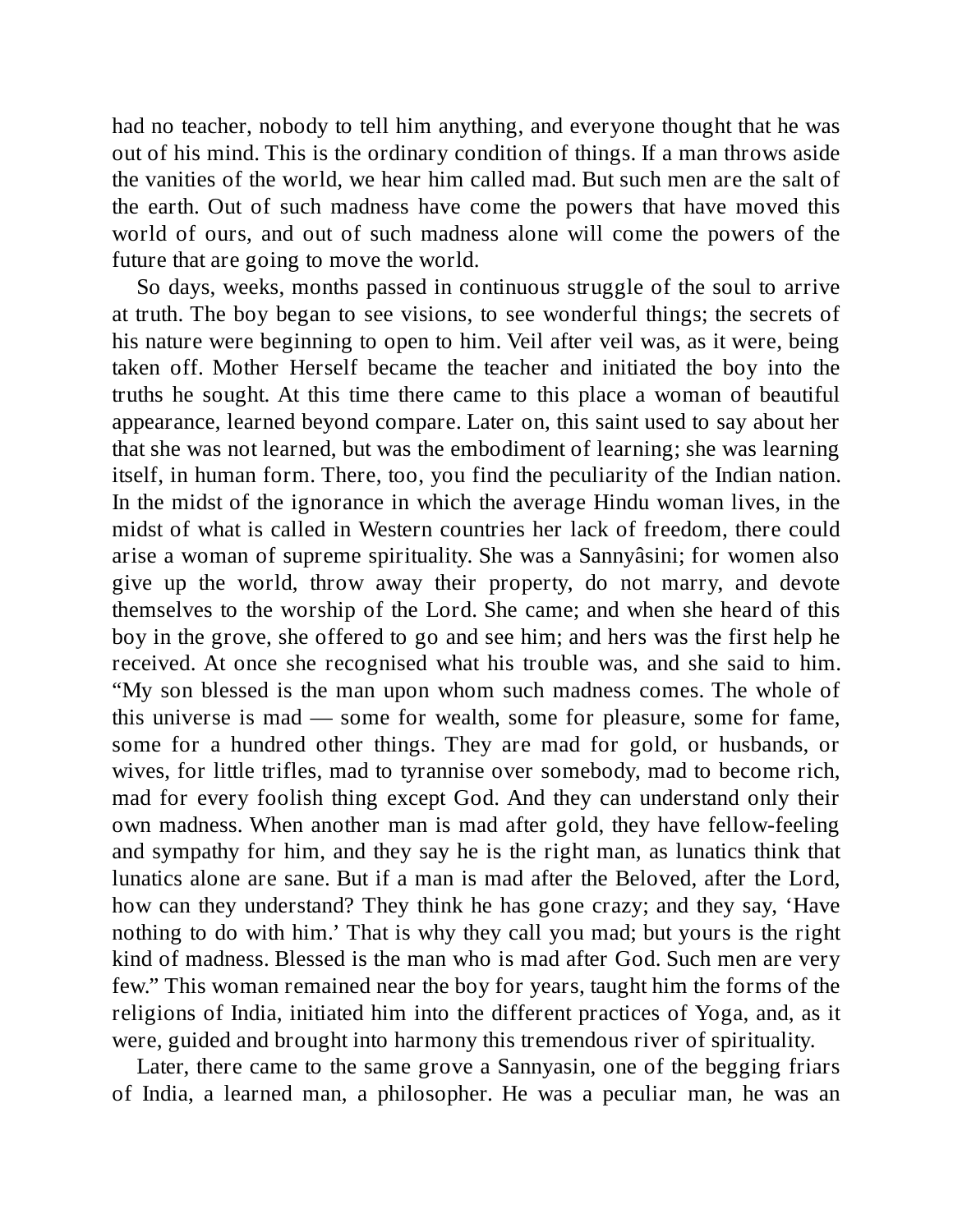had no teacher, nobody to tell him anything, and everyone thought that he was out of his mind. This is the ordinary condition of things. If a man throws aside the vanities of the world, we hear him called mad. But such men are the salt of the earth. Out of such madness have come the powers that have moved this world of ours, and out of such madness alone will come the powers of the future that are going to move the world.

So days, weeks, months passed in continuous struggle of the soul to arrive at truth. The boy began to see visions, to see wonderful things; the secrets of his nature were beginning to open to him. Veil after veil was, as it were, being taken off. Mother Herself became the teacher and initiated the boy into the truths he sought. At this time there came to this place a woman of beautiful appearance, learned beyond compare. Later on, this saint used to say about her that she was not learned, but was the embodiment of learning; she was learning itself, in human form. There, too, you find the peculiarity of the Indian nation. In the midst of the ignorance in which the average Hindu woman lives, in the midst of what is called in Western countries her lack of freedom, there could arise a woman of supreme spirituality. She was a Sannyâsini; for women also give up the world, throw away their property, do not marry, and devote themselves to the worship of the Lord. She came; and when she heard of this boy in the grove, she offered to go and see him; and hers was the first help he received. At once she recognised what his trouble was, and she said to him. “My son blessed is the man upon whom such madness comes. The whole of this universe is mad — some for wealth, some for pleasure, some for fame, some for a hundred other things. They are mad for gold, or husbands, or wives, for little trifles, mad to tyrannise over somebody, mad to become rich, mad for every foolish thing except God. And they can understand only their own madness. When another man is mad after gold, they have fellow-feeling and sympathy for him, and they say he is the right man, as lunatics think that lunatics alone are sane. But if a man is mad after the Beloved, after the Lord, how can they understand? They think he has gone crazy; and they say, ‘Have nothing to do with him.’ That is why they call you mad; but yours is the right kind of madness. Blessed is the man who is mad after God. Such men are very few.” This woman remained near the boy for years, taught him the forms of the religions of India, initiated him into the different practices of Yoga, and, as it were, guided and brought into harmony this tremendous river of spirituality.

Later, there came to the same grove a Sannyasin, one of the begging friars of India, a learned man, a philosopher. He was a peculiar man, he was an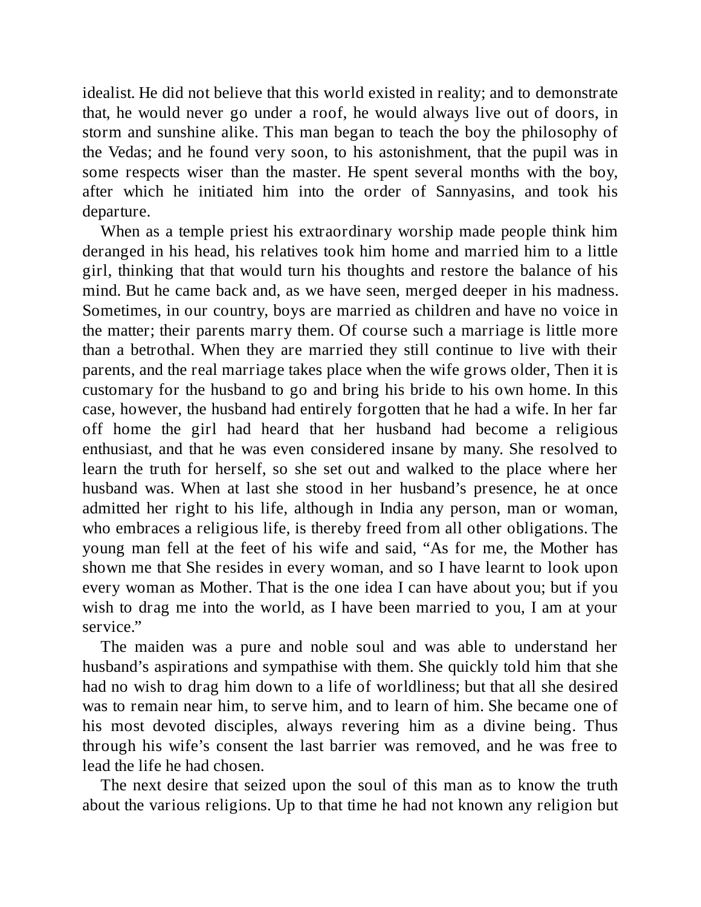idealist. He did not believe that this world existed in reality; and to demonstrate that, he would never go under a roof, he would always live out of doors, in storm and sunshine alike. This man began to teach the boy the philosophy of the Vedas; and he found very soon, to his astonishment, that the pupil was in some respects wiser than the master. He spent several months with the boy, after which he initiated him into the order of Sannyasins, and took his departure.

When as a temple priest his extraordinary worship made people think him deranged in his head, his relatives took him home and married him to a little girl, thinking that that would turn his thoughts and restore the balance of his mind. But he came back and, as we have seen, merged deeper in his madness. Sometimes, in our country, boys are married as children and have no voice in the matter; their parents marry them. Of course such a marriage is little more than a betrothal. When they are married they still continue to live with their parents, and the real marriage takes place when the wife grows older, Then it is customary for the husband to go and bring his bride to his own home. In this case, however, the husband had entirely forgotten that he had a wife. In her far off home the girl had heard that her husband had become a religious enthusiast, and that he was even considered insane by many. She resolved to learn the truth for herself, so she set out and walked to the place where her husband was. When at last she stood in her husband's presence, he at once admitted her right to his life, although in India any person, man or woman, who embraces a religious life, is thereby freed from all other obligations. The young man fell at the feet of his wife and said, "As for me, the Mother has shown me that She resides in every woman, and so I have learnt to look upon every woman as Mother. That is the one idea I can have about you; but if you wish to drag me into the world, as I have been married to you, I am at your service."

The maiden was a pure and noble soul and was able to understand her husband's aspirations and sympathise with them. She quickly told him that she had no wish to drag him down to a life of worldliness; but that all she desired was to remain near him, to serve him, and to learn of him. She became one of his most devoted disciples, always revering him as a divine being. Thus through his wife's consent the last barrier was removed, and he was free to lead the life he had chosen.

The next desire that seized upon the soul of this man as to know the truth about the various religions. Up to that time he had not known any religion but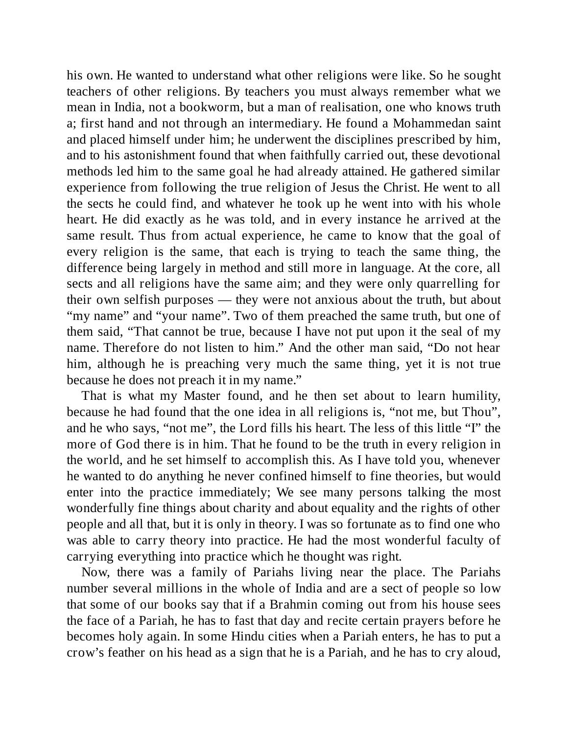his own. He wanted to understand what other religions were like. So he sought teachers of other religions. By teachers you must always remember what we mean in India, not a bookworm, but a man of realisation, one who knows truth a; first hand and not through an intermediary. He found a Mohammedan saint and placed himself under him; he underwent the disciplines prescribed by him, and to his astonishment found that when faithfully carried out, these devotional methods led him to the same goal he had already attained. He gathered similar experience from following the true religion of Jesus the Christ. He went to all the sects he could find, and whatever he took up he went into with his whole heart. He did exactly as he was told, and in every instance he arrived at the same result. Thus from actual experience, he came to know that the goal of every religion is the same, that each is trying to teach the same thing, the difference being largely in method and still more in language. At the core, all sects and all religions have the same aim; and they were only quarrelling for their own selfish purposes — they were not anxious about the truth, but about "my name" and "your name". Two of them preached the same truth, but one of them said, "That cannot be true, because I have not put upon it the seal of my name. Therefore do not listen to him." And the other man said, "Do not hear him, although he is preaching very much the same thing, yet it is not true because he does not preach it in my name."

That is what my Master found, and he then set about to learn humility, because he had found that the one idea in all religions is, "not me, but Thou", and he who says, "not me", the Lord fills his heart. The less of this little "I" the more of God there is in him. That he found to be the truth in every religion in the world, and he set himself to accomplish this. As I have told you, whenever he wanted to do anything he never confined himself to fine theories, but would enter into the practice immediately; We see many persons talking the most wonderfully fine things about charity and about equality and the rights of other people and all that, but it is only in theory. I was so fortunate as to find one who was able to carry theory into practice. He had the most wonderful faculty of carrying everything into practice which he thought was right.

Now, there was a family of Pariahs living near the place. The Pariahs number several millions in the whole of India and are a sect of people so low that some of our books say that if a Brahmin coming out from his house sees the face of a Pariah, he has to fast that day and recite certain prayers before he becomes holy again. In some Hindu cities when a Pariah enters, he has to put a crow's feather on his head as a sign that he is a Pariah, and he has to cry aloud,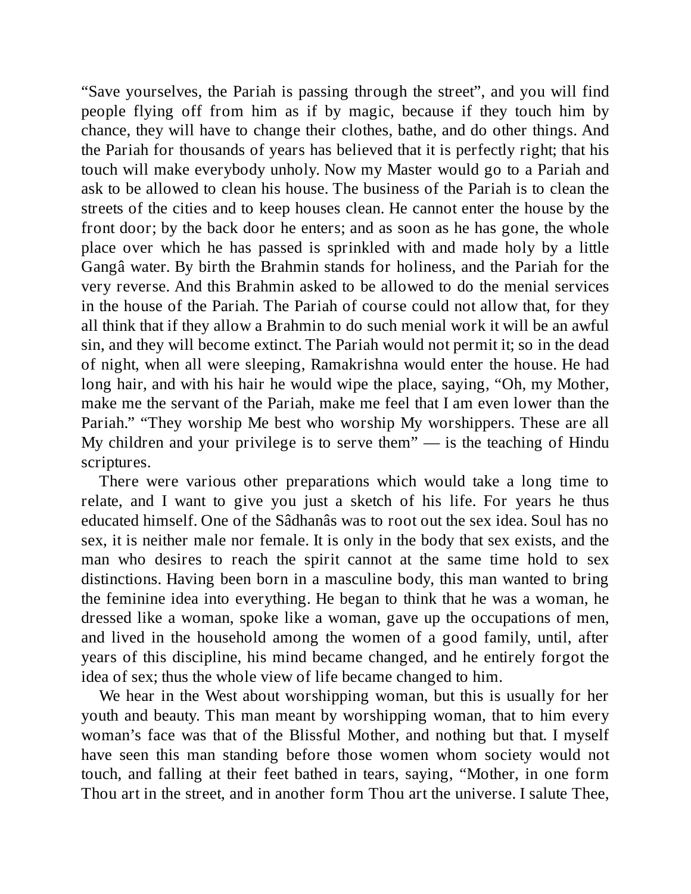“Save yourselves, the Pariah is passing through the street”, and you will find people flying off from him as if by magic, because if they touch him by chance, they will have to change their clothes, bathe, and do other things. And the Pariah for thousands of years has believed that it is perfectly right; that his touch will make everybody unholy. Now my Master would go to a Pariah and ask to be allowed to clean his house. The business of the Pariah is to clean the streets of the cities and to keep houses clean. He cannot enter the house by the front door; by the back door he enters; and as soon as he has gone, the whole place over which he has passed is sprinkled with and made holy by a little Gangâ water. By birth the Brahmin stands for holiness, and the Pariah for the very reverse. And this Brahmin asked to be allowed to do the menial services in the house of the Pariah. The Pariah of course could not allow that, for they all think that if they allow a Brahmin to do such menial work it will be an awful sin, and they will become extinct. The Pariah would not permit it; so in the dead of night, when all were sleeping, Ramakrishna would enter the house. He had long hair, and with his hair he would wipe the place, saying, “Oh, my Mother, make me the servant of the Pariah, make me feel that I am even lower than the Pariah.” “They worship Me best who worship My worshippers. These are all My children and your privilege is to serve them” — is the teaching of Hindu scriptures.

There were various other preparations which would take a long time to relate, and I want to give you just a sketch of his life. For years he thus educated himself. One of the Sâdhanâs was to root out the sex idea. Soul has no sex, it is neither male nor female. It is only in the body that sex exists, and the man who desires to reach the spirit cannot at the same time hold to sex distinctions. Having been born in a masculine body, this man wanted to bring the feminine idea into everything. He began to think that he was a woman, he dressed like a woman, spoke like a woman, gave up the occupations of men, and lived in the household among the women of a good family, until, after years of this discipline, his mind became changed, and he entirely forgot the idea of sex; thus the whole view of life became changed to him.

We hear in the West about worshipping woman, but this is usually for her youth and beauty. This man meant by worshipping woman, that to him every woman’s face was that of the Blissful Mother, and nothing but that. I myself have seen this man standing before those women whom society would not touch, and falling at their feet bathed in tears, saying, “Mother, in one form Thou art in the street, and in another form Thou art the universe. I salute Thee,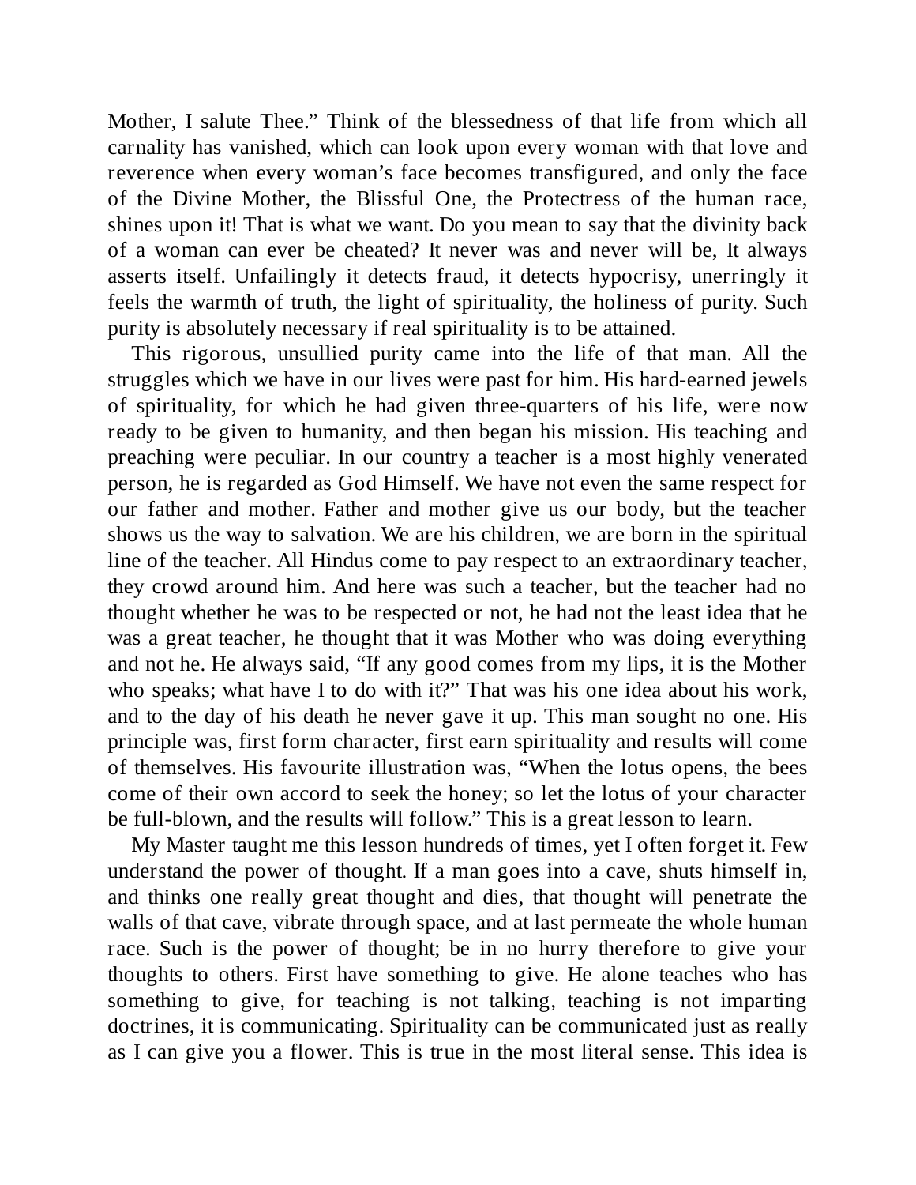Mother, I salute Thee." Think of the blessedness of that life from which all carnality has vanished, which can look upon every woman with that love and reverence when every woman's face becomes transfigured, and only the face of the Divine Mother, the Blissful One, the Protectress of the human race, shines upon it! That is what we want. Do you mean to say that the divinity back of a woman can ever be cheated? It never was and never will be, It always asserts itself. Unfailingly it detects fraud, it detects hypocrisy, unerringly it feels the warmth of truth, the light of spirituality, the holiness of purity. Such purity is absolutely necessary if real spirituality is to be attained.

This rigorous, unsullied purity came into the life of that man. All the struggles which we have in our lives were past for him. His hard-earned jewels of spirituality, for which he had given three-quarters of his life, were now ready to be given to humanity, and then began his mission. His teaching and preaching were peculiar. In our country a teacher is a most highly venerated person, he is regarded as God Himself. We have not even the same respect for our father and mother. Father and mother give us our body, but the teacher shows us the way to salvation. We are his children, we are born in the spiritual line of the teacher. All Hindus come to pay respect to an extraordinary teacher, they crowd around him. And here was such a teacher, but the teacher had no thought whether he was to be respected or not, he had not the least idea that he was a great teacher, he thought that it was Mother who was doing everything and not he. He always said, "If any good comes from my lips, it is the Mother who speaks; what have I to do with it?" That was his one idea about his work, and to the day of his death he never gave it up. This man sought no one. His principle was, first form character, first earn spirituality and results will come of themselves. His favourite illustration was, "When the lotus opens, the bees come of their own accord to seek the honey; so let the lotus of your character be full-blown, and the results will follow." This is a great lesson to learn.

My Master taught me this lesson hundreds of times, yet I often forget it. Few understand the power of thought. If a man goes into a cave, shuts himself in, and thinks one really great thought and dies, that thought will penetrate the walls of that cave, vibrate through space, and at last permeate the whole human race. Such is the power of thought; be in no hurry therefore to give your thoughts to others. First have something to give. He alone teaches who has something to give, for teaching is not talking, teaching is not imparting doctrines, it is communicating. Spirituality can be communicated just as really as I can give you a flower. This is true in the most literal sense. This idea is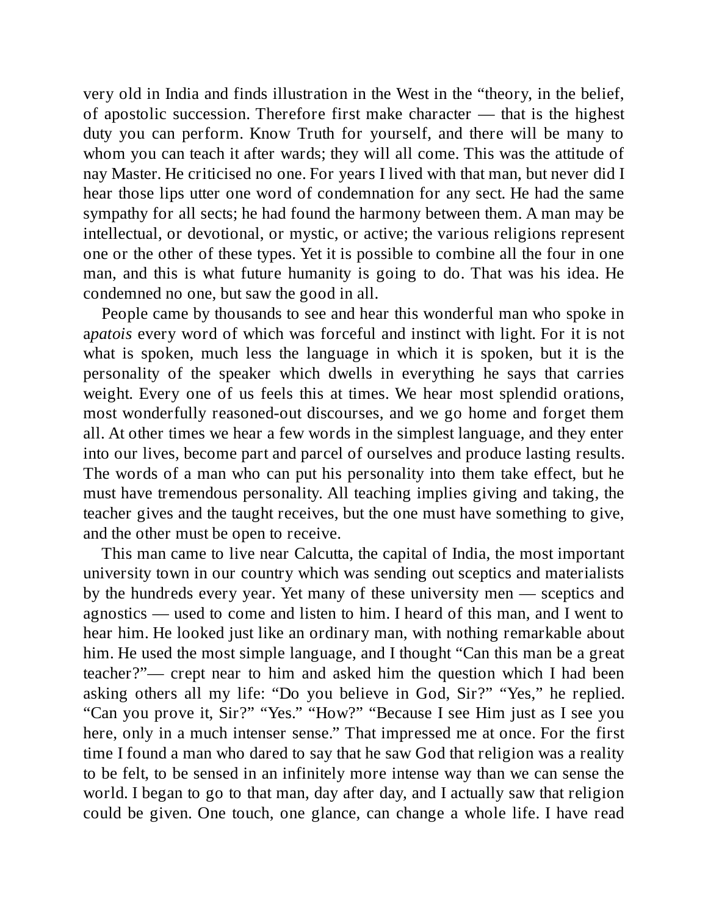very old in India and finds illustration in the West in the "theory, in the belief, of apostolic succession. Therefore first make character — that is the highest duty you can perform. Know Truth for yourself, and there will be many to whom you can teach it after wards; they will all come. This was the attitude of nay Master. He criticised no one. For years I lived with that man, but never did I hear those lips utter one word of condemnation for any sect. He had the same sympathy for all sects; he had found the harmony between them. A man may be intellectual, or devotional, or mystic, or active; the various religions represent one or the other of these types. Yet it is possible to combine all the four in one man, and this is what future humanity is going to do. That was his idea. He condemned no one, but saw the good in all.

People came by thousands to see and hear this wonderful man who spoke in a*patois* every word of which was forceful and instinct with light. For it is not what is spoken, much less the language in which it is spoken, but it is the personality of the speaker which dwells in everything he says that carries weight. Every one of us feels this at times. We hear most splendid orations, most wonderfully reasoned-out discourses, and we go home and forget them all. At other times we hear a few words in the simplest language, and they enter into our lives, become part and parcel of ourselves and produce lasting results. The words of a man who can put his personality into them take effect, but he must have tremendous personality. All teaching implies giving and taking, the teacher gives and the taught receives, but the one must have something to give, and the other must be open to receive.

This man came to live near Calcutta, the capital of India, the most important university town in our country which was sending out sceptics and materialists by the hundreds every year. Yet many of these university men — sceptics and agnostics — used to come and listen to him. I heard of this man, and I went to hear him. He looked just like an ordinary man, with nothing remarkable about him. He used the most simple language, and I thought "Can this man be a great teacher?"— crept near to him and asked him the question which I had been asking others all my life: "Do you believe in God, Sir?" "Yes," he replied. "Can you prove it, Sir?" "Yes." "How?" "Because I see Him just as I see you here, only in a much intenser sense." That impressed me at once. For the first time I found a man who dared to say that he saw God that religion was a reality to be felt, to be sensed in an infinitely more intense way than we can sense the world. I began to go to that man, day after day, and I actually saw that religion could be given. One touch, one glance, can change a whole life. I have read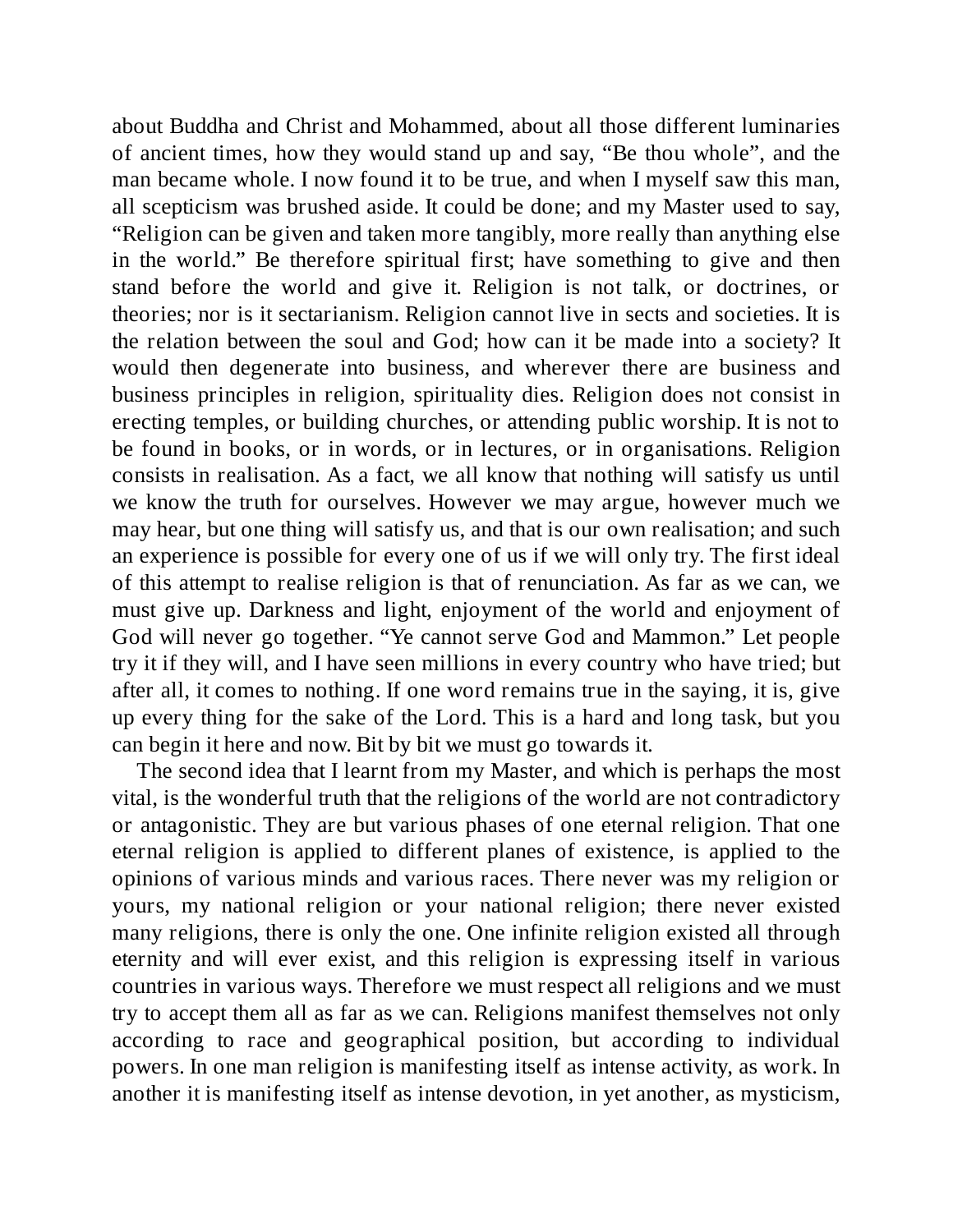about Buddha and Christ and Mohammed, about all those different luminaries of ancient times, how they would stand up and say, "Be thou whole", and the man became whole. I now found it to be true, and when I myself saw this man, all scepticism was brushed aside. It could be done; and my Master used to say, "Religion can be given and taken more tangibly, more really than anything else in the world." Be therefore spiritual first; have something to give and then stand before the world and give it. Religion is not talk, or doctrines, or theories; nor is it sectarianism. Religion cannot live in sects and societies. It is the relation between the soul and God; how can it be made into a society? It would then degenerate into business, and wherever there are business and business principles in religion, spirituality dies. Religion does not consist in erecting temples, or building churches, or attending public worship. It is not to be found in books, or in words, or in lectures, or in organisations. Religion consists in realisation. As a fact, we all know that nothing will satisfy us until we know the truth for ourselves. However we may argue, however much we may hear, but one thing will satisfy us, and that is our own realisation; and such an experience is possible for every one of us if we will only try. The first ideal of this attempt to realise religion is that of renunciation. As far as we can, we must give up. Darkness and light, enjoyment of the world and enjoyment of God will never go together. "Ye cannot serve God and Mammon." Let people try it if they will, and I have seen millions in every country who have tried; but after all, it comes to nothing. If one word remains true in the saying, it is, give up every thing for the sake of the Lord. This is a hard and long task, but you can begin it here and now. Bit by bit we must go towards it.

The second idea that I learnt from my Master, and which is perhaps the most vital, is the wonderful truth that the religions of the world are not contradictory or antagonistic. They are but various phases of one eternal religion. That one eternal religion is applied to different planes of existence, is applied to the opinions of various minds and various races. There never was my religion or yours, my national religion or your national religion; there never existed many religions, there is only the one. One infinite religion existed all through eternity and will ever exist, and this religion is expressing itself in various countries in various ways. Therefore we must respect all religions and we must try to accept them all as far as we can. Religions manifest themselves not only according to race and geographical position, but according to individual powers. In one man religion is manifesting itself as intense activity, as work. In another it is manifesting itself as intense devotion, in yet another, as mysticism,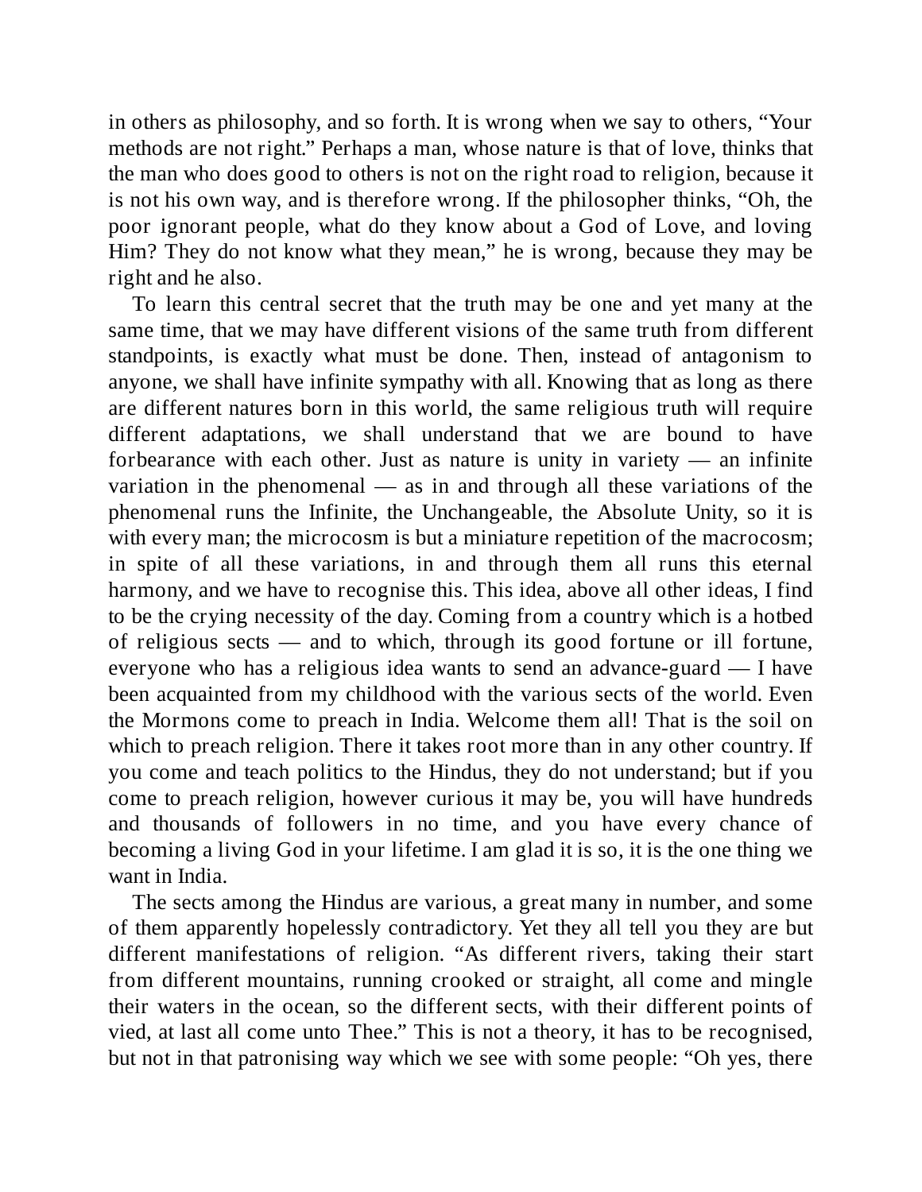in others as philosophy, and so forth. It is wrong when we say to others, "Your methods are not right." Perhaps a man, whose nature is that of love, thinks that the man who does good to others is not on the right road to religion, because it is not his own way, and is therefore wrong. If the philosopher thinks, "Oh, the poor ignorant people, what do they know about a God of Love, and loving Him? They do not know what they mean," he is wrong, because they may be right and he also.

To learn this central secret that the truth may be one and yet many at the same time, that we may have different visions of the same truth from different standpoints, is exactly what must be done. Then, instead of antagonism to anyone, we shall have infinite sympathy with all. Knowing that as long as there are different natures born in this world, the same religious truth will require different adaptations, we shall understand that we are bound to have forbearance with each other. Just as nature is unity in variety — an infinite variation in the phenomenal — as in and through all these variations of the phenomenal runs the Infinite, the Unchangeable, the Absolute Unity, so it is with every man; the microcosm is but a miniature repetition of the macrocosm; in spite of all these variations, in and through them all runs this eternal harmony, and we have to recognise this. This idea, above all other ideas, I find to be the crying necessity of the day. Coming from a country which is a hotbed of religious sects — and to which, through its good fortune or ill fortune, everyone who has a religious idea wants to send an advance-guard — I have been acquainted from my childhood with the various sects of the world. Even the Mormons come to preach in India. Welcome them all! That is the soil on which to preach religion. There it takes root more than in any other country. If you come and teach politics to the Hindus, they do not understand; but if you come to preach religion, however curious it may be, you will have hundreds and thousands of followers in no time, and you have every chance of becoming a living God in your lifetime. I am glad it is so, it is the one thing we want in India.

The sects among the Hindus are various, a great many in number, and some of them apparently hopelessly contradictory. Yet they all tell you they are but different manifestations of religion. "As different rivers, taking their start from different mountains, running crooked or straight, all come and mingle their waters in the ocean, so the different sects, with their different points of vied, at last all come unto Thee." This is not a theory, it has to be recognised, but not in that patronising way which we see with some people: "Oh yes, there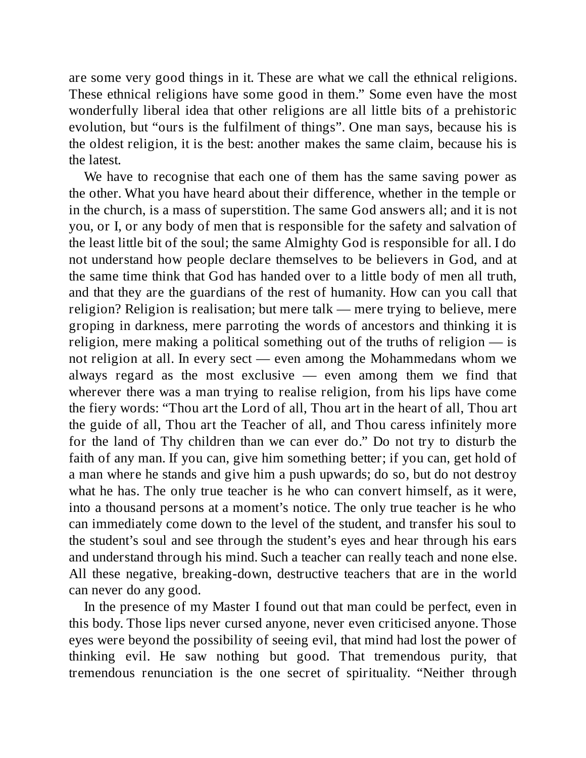are some very good things in it. These are what we call the ethnical religions. These ethnical religions have some good in them." Some even have the most wonderfully liberal idea that other religions are all little bits of a prehistoric evolution, but "ours is the fulfilment of things". One man says, because his is the oldest religion, it is the best: another makes the same claim, because his is the latest.

We have to recognise that each one of them has the same saving power as the other. What you have heard about their difference, whether in the temple or in the church, is a mass of superstition. The same God answers all; and it is not you, or I, or any body of men that is responsible for the safety and salvation of the least little bit of the soul; the same Almighty God is responsible for all. I do not understand how people declare themselves to be believers in God, and at the same time think that God has handed over to a little body of men all truth, and that they are the guardians of the rest of humanity. How can you call that religion? Religion is realisation; but mere talk — mere trying to believe, mere groping in darkness, mere parroting the words of ancestors and thinking it is religion, mere making a political something out of the truths of religion — is not religion at all. In every sect — even among the Mohammedans whom we always regard as the most exclusive — even among them we find that wherever there was a man trying to realise religion, from his lips have come the fiery words: "Thou art the Lord of all, Thou art in the heart of all, Thou art the guide of all, Thou art the Teacher of all, and Thou caress infinitely more for the land of Thy children than we can ever do." Do not try to disturb the faith of any man. If you can, give him something better; if you can, get hold of a man where he stands and give him a push upwards; do so, but do not destroy what he has. The only true teacher is he who can convert himself, as it were, into a thousand persons at a moment's notice. The only true teacher is he who can immediately come down to the level of the student, and transfer his soul to the student's soul and see through the student's eyes and hear through his ears and understand through his mind. Such a teacher can really teach and none else. All these negative, breaking-down, destructive teachers that are in the world can never do any good.

In the presence of my Master I found out that man could be perfect, even in this body. Those lips never cursed anyone, never even criticised anyone. Those eyes were beyond the possibility of seeing evil, that mind had lost the power of thinking evil. He saw nothing but good. That tremendous purity, that tremendous renunciation is the one secret of spirituality. "Neither through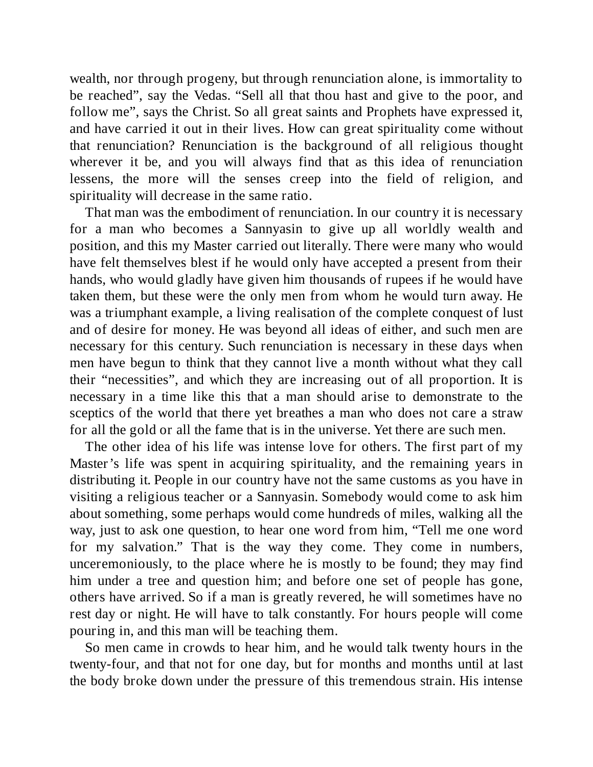wealth, nor through progeny, but through renunciation alone, is immortality to be reached", say the Vedas. "Sell all that thou hast and give to the poor, and follow me", says the Christ. So all great saints and Prophets have expressed it, and have carried it out in their lives. How can great spirituality come without that renunciation? Renunciation is the background of all religious thought wherever it be, and you will always find that as this idea of renunciation lessens, the more will the senses creep into the field of religion, and spirituality will decrease in the same ratio.

That man was the embodiment of renunciation. In our country it is necessary for a man who becomes a Sannyasin to give up all worldly wealth and position, and this my Master carried out literally. There were many who would have felt themselves blest if he would only have accepted a present from their hands, who would gladly have given him thousands of rupees if he would have taken them, but these were the only men from whom he would turn away. He was a triumphant example, a living realisation of the complete conquest of lust and of desire for money. He was beyond all ideas of either, and such men are necessary for this century. Such renunciation is necessary in these days when men have begun to think that they cannot live a month without what they call their "necessities", and which they are increasing out of all proportion. It is necessary in a time like this that a man should arise to demonstrate to the sceptics of the world that there yet breathes a man who does not care a straw for all the gold or all the fame that is in the universe. Yet there are such men.

The other idea of his life was intense love for others. The first part of my Master's life was spent in acquiring spirituality, and the remaining years in distributing it. People in our country have not the same customs as you have in visiting a religious teacher or a Sannyasin. Somebody would come to ask him about something, some perhaps would come hundreds of miles, walking all the way, just to ask one question, to hear one word from him, "Tell me one word for my salvation." That is the way they come. They come in numbers, unceremoniously, to the place where he is mostly to be found; they may find him under a tree and question him; and before one set of people has gone, others have arrived. So if a man is greatly revered, he will sometimes have no rest day or night. He will have to talk constantly. For hours people will come pouring in, and this man will be teaching them.

So men came in crowds to hear him, and he would talk twenty hours in the twenty-four, and that not for one day, but for months and months until at last the body broke down under the pressure of this tremendous strain. His intense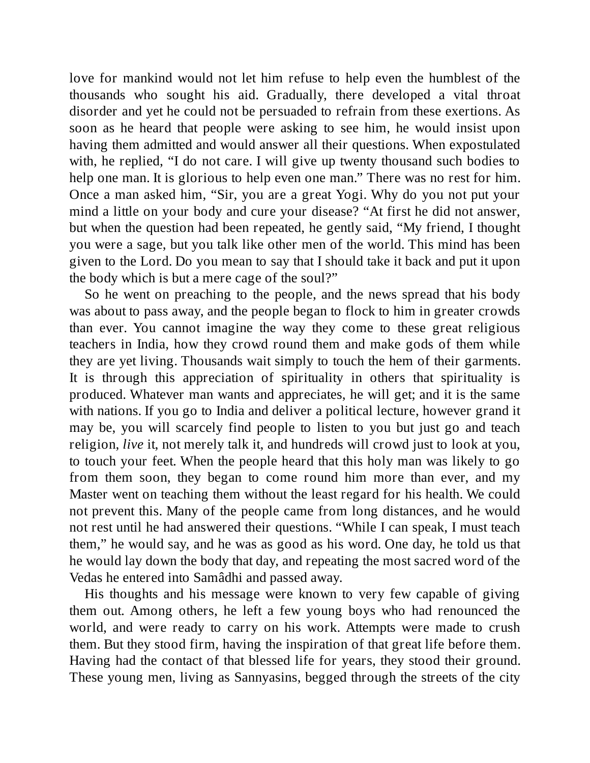love for mankind would not let him refuse to help even the humblest of the thousands who sought his aid. Gradually, there developed a vital throat disorder and yet he could not be persuaded to refrain from these exertions. As soon as he heard that people were asking to see him, he would insist upon having them admitted and would answer all their questions. When expostulated with, he replied, "I do not care. I will give up twenty thousand such bodies to help one man. It is glorious to help even one man." There was no rest for him. Once a man asked him, "Sir, you are a great Yogi. Why do you not put your mind a little on your body and cure your disease? "At first he did not answer, but when the question had been repeated, he gently said, "My friend, I thought you were a sage, but you talk like other men of the world. This mind has been given to the Lord. Do you mean to say that I should take it back and put it upon the body which is but a mere cage of the soul?"

So he went on preaching to the people, and the news spread that his body was about to pass away, and the people began to flock to him in greater crowds than ever. You cannot imagine the way they come to these great religious teachers in India, how they crowd round them and make gods of them while they are yet living. Thousands wait simply to touch the hem of their garments. It is through this appreciation of spirituality in others that spirituality is produced. Whatever man wants and appreciates, he will get; and it is the same with nations. If you go to India and deliver a political lecture, however grand it may be, you will scarcely find people to listen to you but just go and teach religion, *live* it, not merely talk it, and hundreds will crowd just to look at you, to touch your feet. When the people heard that this holy man was likely to go from them soon, they began to come round him more than ever, and my Master went on teaching them without the least regard for his health. We could not prevent this. Many of the people came from long distances, and he would not rest until he had answered their questions. "While I can speak, I must teach them," he would say, and he was as good as his word. One day, he told us that he would lay down the body that day, and repeating the most sacred word of the Vedas he entered into Samâdhi and passed away.

His thoughts and his message were known to very few capable of giving them out. Among others, he left a few young boys who had renounced the world, and were ready to carry on his work. Attempts were made to crush them. But they stood firm, having the inspiration of that great life before them. Having had the contact of that blessed life for years, they stood their ground. These young men, living as Sannyasins, begged through the streets of the city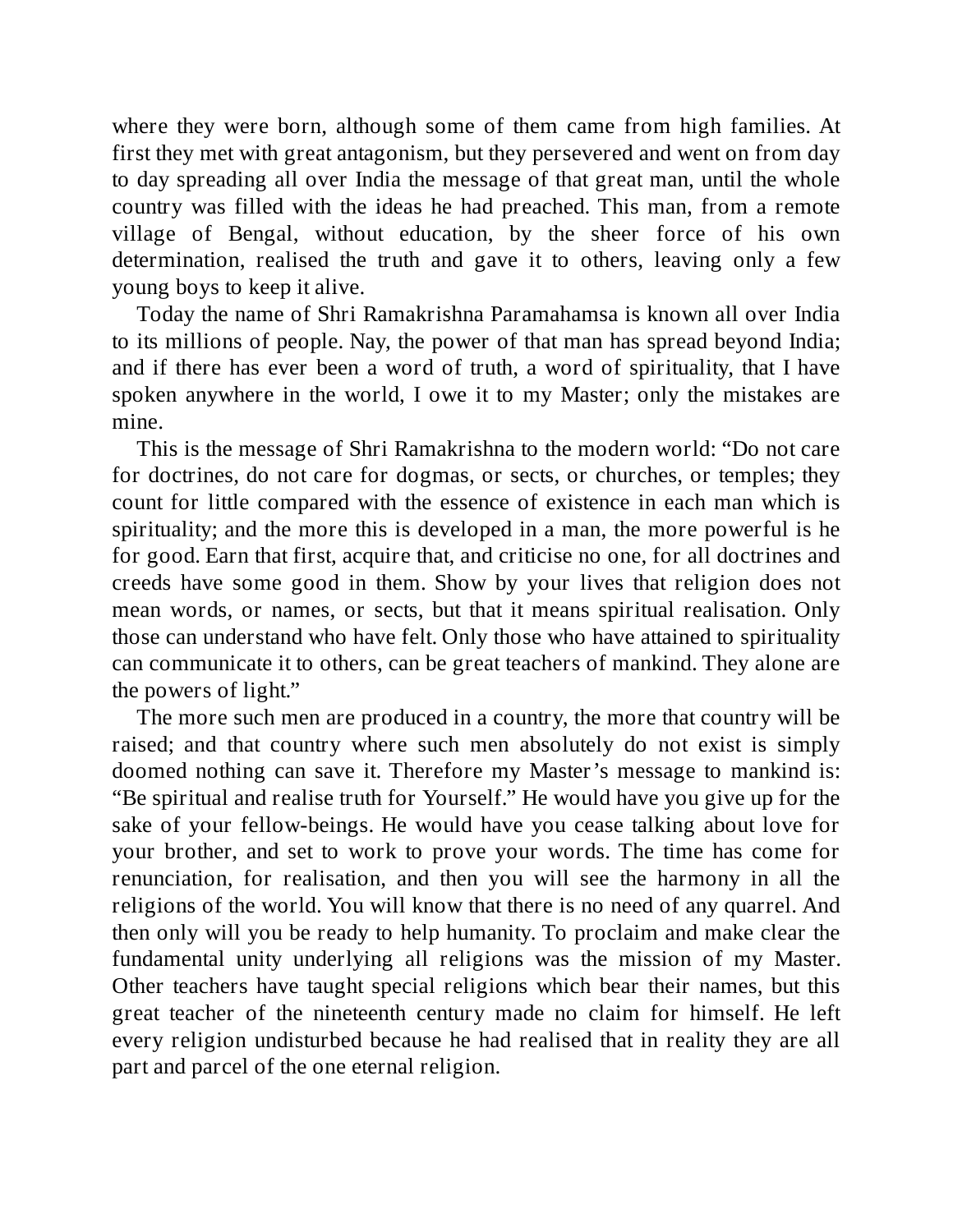where they were born, although some of them came from high families. At first they met with great antagonism, but they persevered and went on from day to day spreading all over India the message of that great man, until the whole country was filled with the ideas he had preached. This man, from a remote village of Bengal, without education, by the sheer force of his own determination, realised the truth and gave it to others, leaving only a few young boys to keep it alive.

Today the name of Shri Ramakrishna Paramahamsa is known all over India to its millions of people. Nay, the power of that man has spread beyond India; and if there has ever been a word of truth, a word of spirituality, that I have spoken anywhere in the world, I owe it to my Master; only the mistakes are mine.

This is the message of Shri Ramakrishna to the modern world: "Do not care for doctrines, do not care for dogmas, or sects, or churches, or temples; they count for little compared with the essence of existence in each man which is spirituality; and the more this is developed in a man, the more powerful is he for good. Earn that first, acquire that, and criticise no one, for all doctrines and creeds have some good in them. Show by your lives that religion does not mean words, or names, or sects, but that it means spiritual realisation. Only those can understand who have felt. Only those who have attained to spirituality can communicate it to others, can be great teachers of mankind. They alone are the powers of light."

The more such men are produced in a country, the more that country will be raised; and that country where such men absolutely do not exist is simply doomed nothing can save it. Therefore my Master's message to mankind is: "Be spiritual and realise truth for Yourself." He would have you give up for the sake of your fellow-beings. He would have you cease talking about love for your brother, and set to work to prove your words. The time has come for renunciation, for realisation, and then you will see the harmony in all the religions of the world. You will know that there is no need of any quarrel. And then only will you be ready to help humanity. To proclaim and make clear the fundamental unity underlying all religions was the mission of my Master. Other teachers have taught special religions which bear their names, but this great teacher of the nineteenth century made no claim for himself. He left every religion undisturbed because he had realised that in reality they are all part and parcel of the one eternal religion.